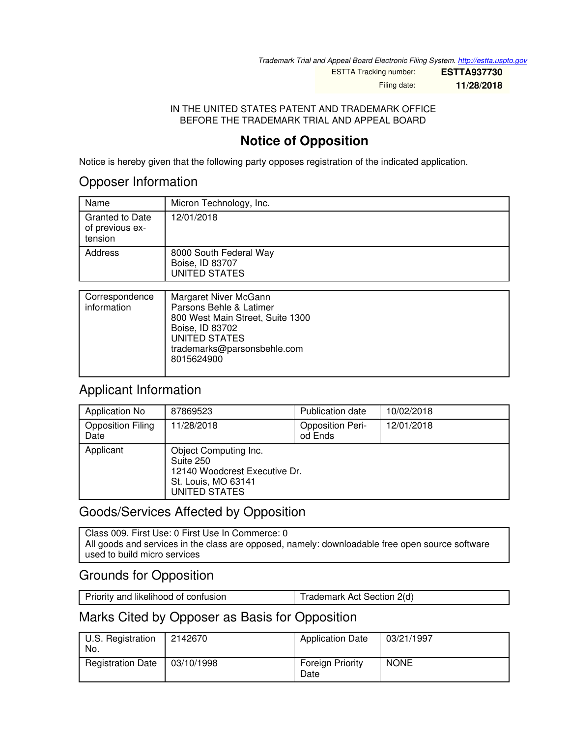*Trademark Trial and Appeal Board Electronic Filing System. http://estta.uspto.gov*

| | |
|---|---|
| ESTTA Tracking number: | **ESTTA937730** |
| Filing date: | **11/28/2018** |

IN THE UNITED STATES PATENT AND TRADEMARK OFFICE
BEFORE THE TRADEMARK TRIAL AND APPEAL BOARD

# Notice of Opposition

Notice is hereby given that the following party opposes registration of the indicated application.

## Opposer Information

| | |
|---|---|
| Name | Micron Technology, Inc. |
| Granted to Date of previous extension | 12/01/2018 |
| Address | 8000 South Federal Way<br>Boise, ID 83707<br>UNITED STATES |

| | |
|---|---|
| Correspondence information | Margaret Niver McGann<br>Parsons Behle & Latimer<br>800 West Main Street, Suite 1300<br>Boise, ID 83702<br>UNITED STATES<br>trademarks@parsonsbehle.com<br>8015624900 |

## Applicant Information

| | | | |
|---|---|---|---|
| Application No | 87869523 | Publication date | 10/02/2018 |
| Opposition Filing Date | 11/28/2018 | Opposition Period Ends | 12/01/2018 |
| Applicant | Object Computing Inc.<br>Suite 250<br>12140 Woodcrest Executive Dr.<br>St. Louis, MO 63141<br>UNITED STATES | | |

## Goods/Services Affected by Opposition

Class 009. First Use: 0 First Use In Commerce: 0
All goods and services in the class are opposed, namely: downloadable free open source software used to build micro services

## Grounds for Opposition

| | |
|---|---|
| Priority and likelihood of confusion | Trademark Act Section 2(d) |

## Marks Cited by Opposer as Basis for Opposition

| | | | |
|---|---|---|---|
| U.S. Registration No. | 2142670 | Application Date | 03/21/1997 |
| Registration Date | 03/10/1998 | Foreign Priority Date | NONE |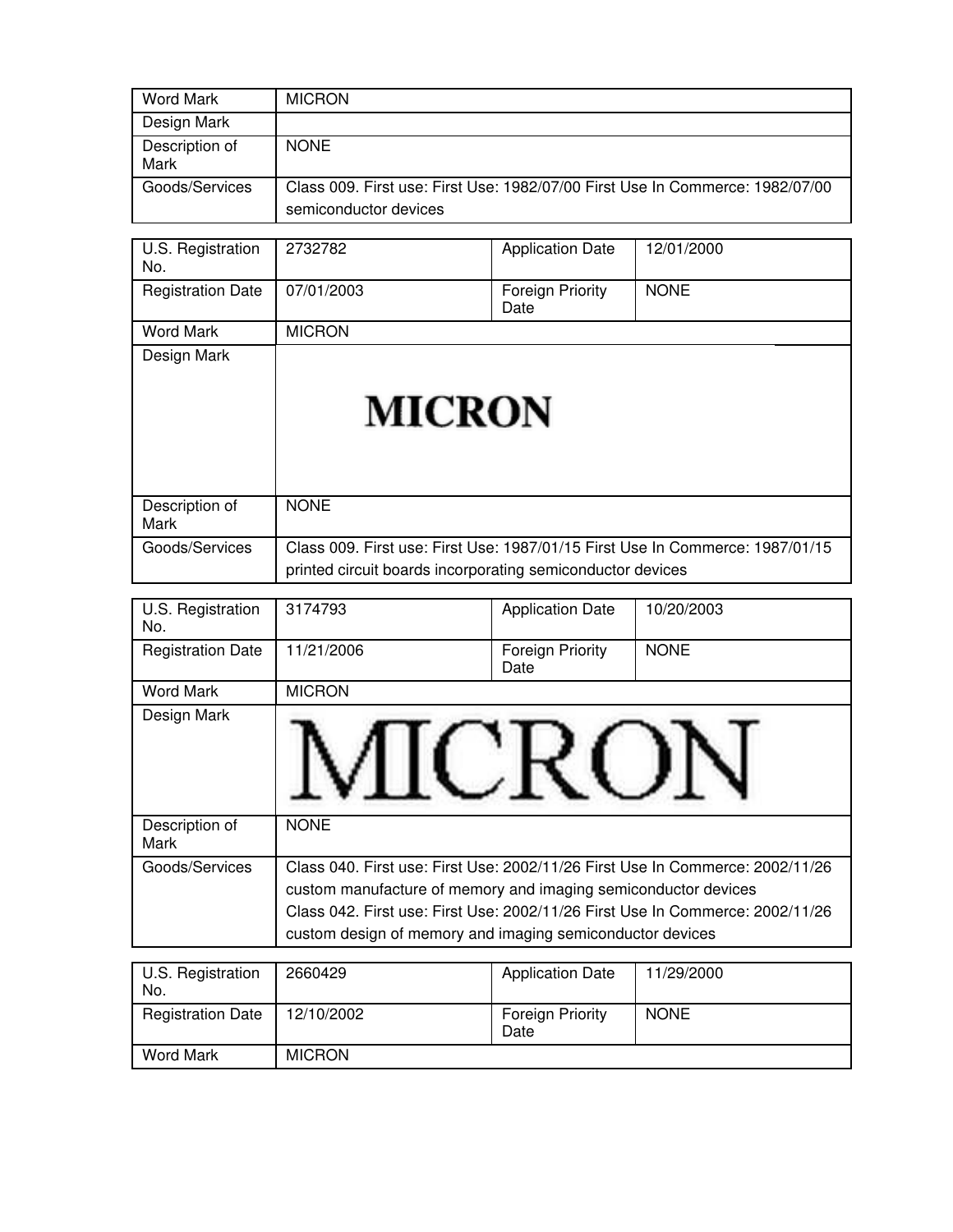| Word Mark | MICRON |
| --- | --- |
| Design Mark | |
| Description of Mark | NONE |
| Goods/Services | Class 009. First use: First Use: 1982/07/00 First Use In Commerce: 1982/07/00<br>semiconductor devices |

| U.S. Registration No. | 2732782 | Application Date | 12/01/2000 |
| --- | --- | --- | --- |
| Registration Date | 07/01/2003 | Foreign Priority Date | NONE |
| Word Mark | MICRON | | |
| Design Mark | MICRON | | |
| Description of Mark | NONE | | |
| Goods/Services | Class 009. First use: First Use: 1987/01/15 First Use In Commerce: 1987/01/15<br>printed circuit boards incorporating semiconductor devices | | |

| U.S. Registration No. | 3174793 | Application Date | 10/20/2003 |
| --- | --- | --- | --- |
| Registration Date | 11/21/2006 | Foreign Priority Date | NONE |
| Word Mark | MICRON | | |
| Design Mark | MICRON | | |
| Description of Mark | NONE | | |
| Goods/Services | Class 040. First use: First Use: 2002/11/26 First Use In Commerce: 2002/11/26<br>custom manufacture of memory and imaging semiconductor devices<br>Class 042. First use: First Use: 2002/11/26 First Use In Commerce: 2002/11/26<br>custom design of memory and imaging semiconductor devices | | |

| U.S. Registration No. | 2660429 | Application Date | 11/29/2000 |
| --- | --- | --- | --- |
| Registration Date | 12/10/2002 | Foreign Priority Date | NONE |
| Word Mark | MICRON | | |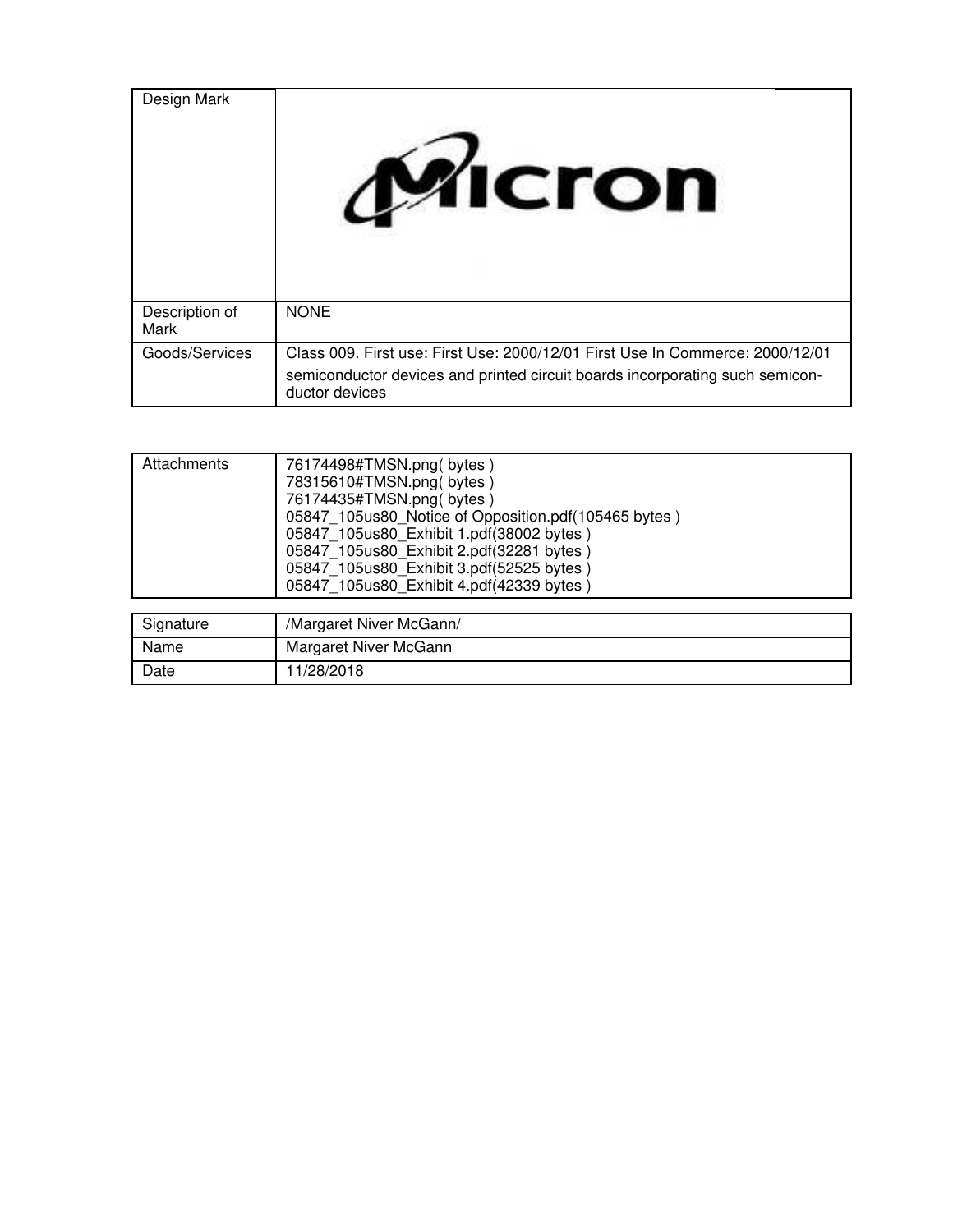| Design Mark | |
|---|---|
| Description of Mark | NONE |
| Goods/Services | Class 009. First use: First Use: 2000/12/01 First Use In Commerce: 2000/12/01<br>semiconductor devices and printed circuit boards incorporating such semiconductor devices |

| Attachments | 76174498#TMSN.png( bytes )<br>78315610#TMSN.png( bytes )<br>76174435#TMSN.png( bytes )<br>05847_105us80_Notice of Opposition.pdf(105465 bytes )<br>05847_105us80_Exhibit 1.pdf(38002 bytes )<br>05847_105us80_Exhibit 2.pdf(32281 bytes )<br>05847_105us80_Exhibit 3.pdf(52525 bytes )<br>05847_105us80_Exhibit 4.pdf(42339 bytes ) |
|---|---|

| Signature | /Margaret Niver McGann/ |
|---|---|
| Name | Margaret Niver McGann |
| Date | 11/28/2018 |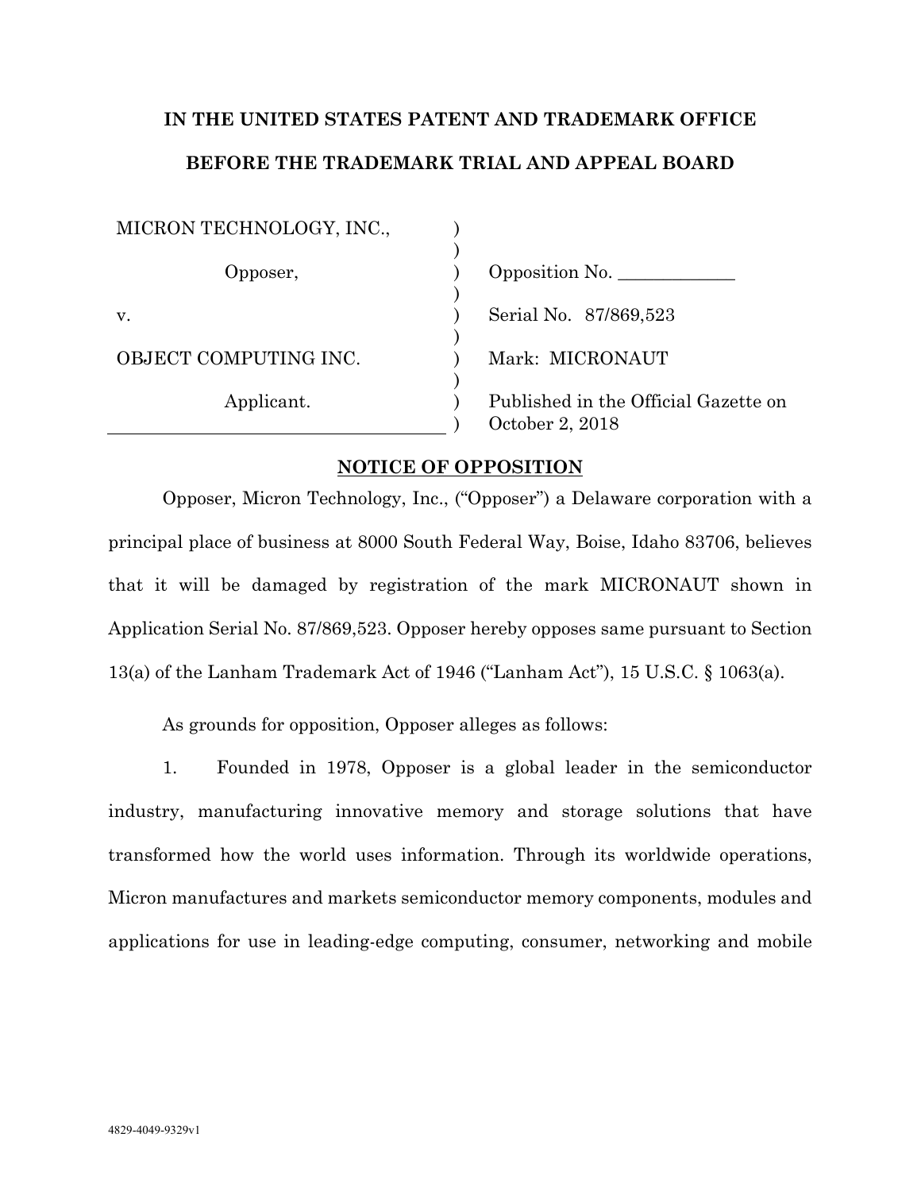**IN THE UNITED STATES PATENT AND TRADEMARK OFFICE**

**BEFORE THE TRADEMARK TRIAL AND APPEAL BOARD**

| | | |
|---|---|---|
| MICRON TECHNOLOGY, INC., | ) | |
| Opposer, | ) | Opposition No. _____________ |
| v. | ) | Serial No. 87/869,523 |
| OBJECT COMPUTING INC. | ) | Mark: MICRONAUT |
| Applicant. | ) | Published in the Official Gazette on October 2, 2018 |

**NOTICE OF OPPOSITION**

Opposer, Micron Technology, Inc., ("Opposer") a Delaware corporation with a principal place of business at 8000 South Federal Way, Boise, Idaho 83706, believes that it will be damaged by registration of the mark MICRONAUT shown in Application Serial No. 87/869,523. Opposer hereby opposes same pursuant to Section 13(a) of the Lanham Trademark Act of 1946 ("Lanham Act"), 15 U.S.C. § 1063(a).

As grounds for opposition, Opposer alleges as follows:

1. Founded in 1978, Opposer is a global leader in the semiconductor industry, manufacturing innovative memory and storage solutions that have transformed how the world uses information. Through its worldwide operations, Micron manufactures and markets semiconductor memory components, modules and applications for use in leading-edge computing, consumer, networking and mobile

4829-4049-9329v1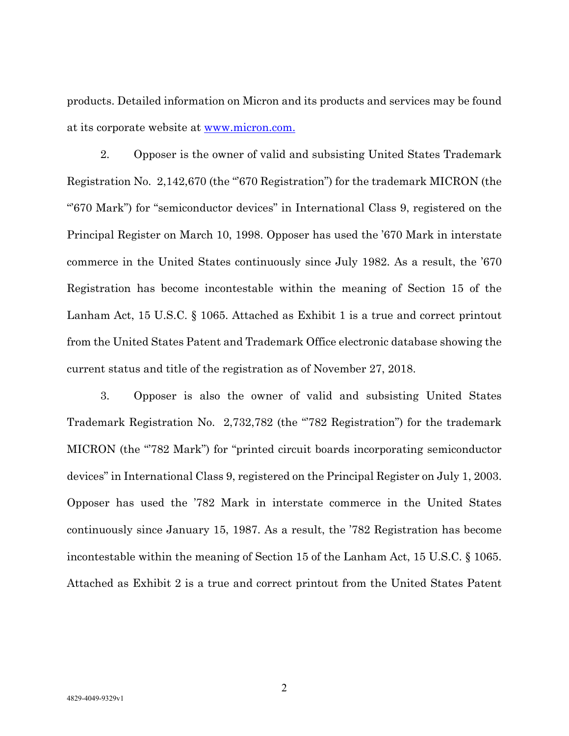products. Detailed information on Micron and its products and services may be found at its corporate website at www.micron.com.

2. Opposer is the owner of valid and subsisting United States Trademark Registration No. 2,142,670 (the "'670 Registration") for the trademark MICRON (the "'670 Mark") for "semiconductor devices" in International Class 9, registered on the Principal Register on March 10, 1998. Opposer has used the '670 Mark in interstate commerce in the United States continuously since July 1982. As a result, the '670 Registration has become incontestable within the meaning of Section 15 of the Lanham Act, 15 U.S.C. § 1065. Attached as Exhibit 1 is a true and correct printout from the United States Patent and Trademark Office electronic database showing the current status and title of the registration as of November 27, 2018.

3. Opposer is also the owner of valid and subsisting United States Trademark Registration No. 2,732,782 (the "'782 Registration") for the trademark MICRON (the "'782 Mark") for "printed circuit boards incorporating semiconductor devices" in International Class 9, registered on the Principal Register on July 1, 2003. Opposer has used the '782 Mark in interstate commerce in the United States continuously since January 15, 1987. As a result, the '782 Registration has become incontestable within the meaning of Section 15 of the Lanham Act, 15 U.S.C. § 1065. Attached as Exhibit 2 is a true and correct printout from the United States Patent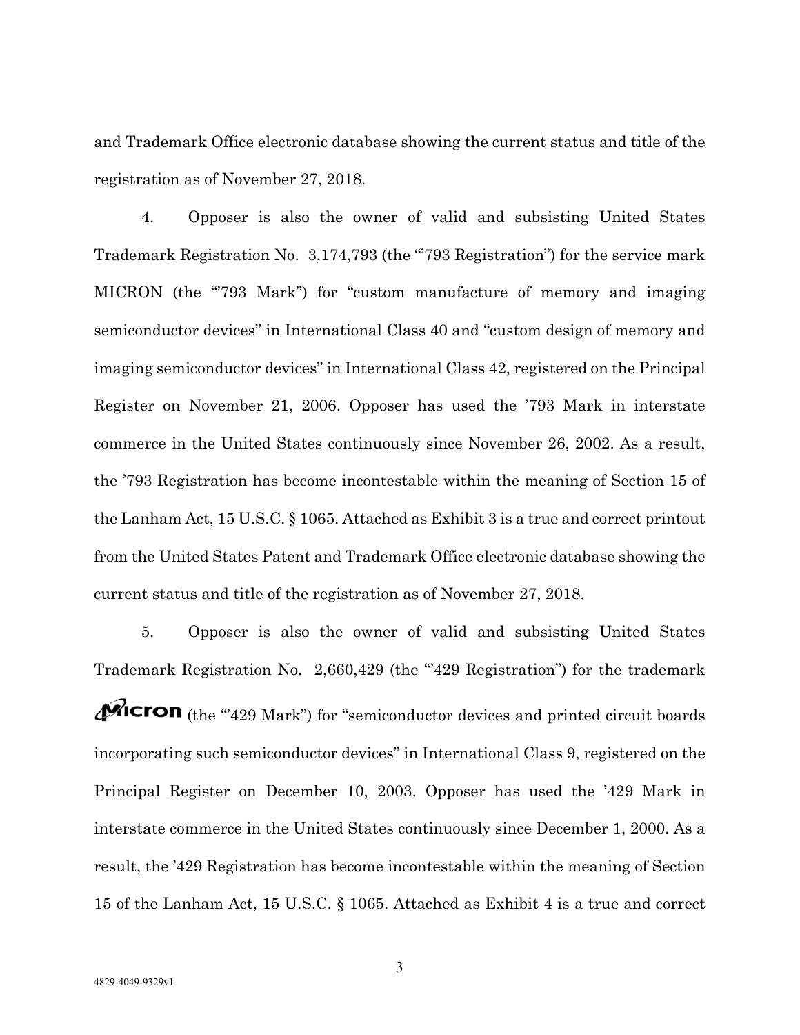and Trademark Office electronic database showing the current status and title of the registration as of November 27, 2018.

4. Opposer is also the owner of valid and subsisting United States Trademark Registration No. 3,174,793 (the "'793 Registration") for the service mark MICRON (the "'793 Mark") for "custom manufacture of memory and imaging semiconductor devices" in International Class 40 and "custom design of memory and imaging semiconductor devices" in International Class 42, registered on the Principal Register on November 21, 2006. Opposer has used the '793 Mark in interstate commerce in the United States continuously since November 26, 2002. As a result, the '793 Registration has become incontestable within the meaning of Section 15 of the Lanham Act, 15 U.S.C. § 1065. Attached as Exhibit 3 is a true and correct printout from the United States Patent and Trademark Office electronic database showing the current status and title of the registration as of November 27, 2018.

5. Opposer is also the owner of valid and subsisting United States Trademark Registration No. 2,660,429 (the "'429 Registration") for the trademark Micron (the "'429 Mark") for "semiconductor devices and printed circuit boards incorporating such semiconductor devices" in International Class 9, registered on the Principal Register on December 10, 2003. Opposer has used the '429 Mark in interstate commerce in the United States continuously since December 1, 2000. As a result, the '429 Registration has become incontestable within the meaning of Section 15 of the Lanham Act, 15 U.S.C. § 1065. Attached as Exhibit 4 is a true and correct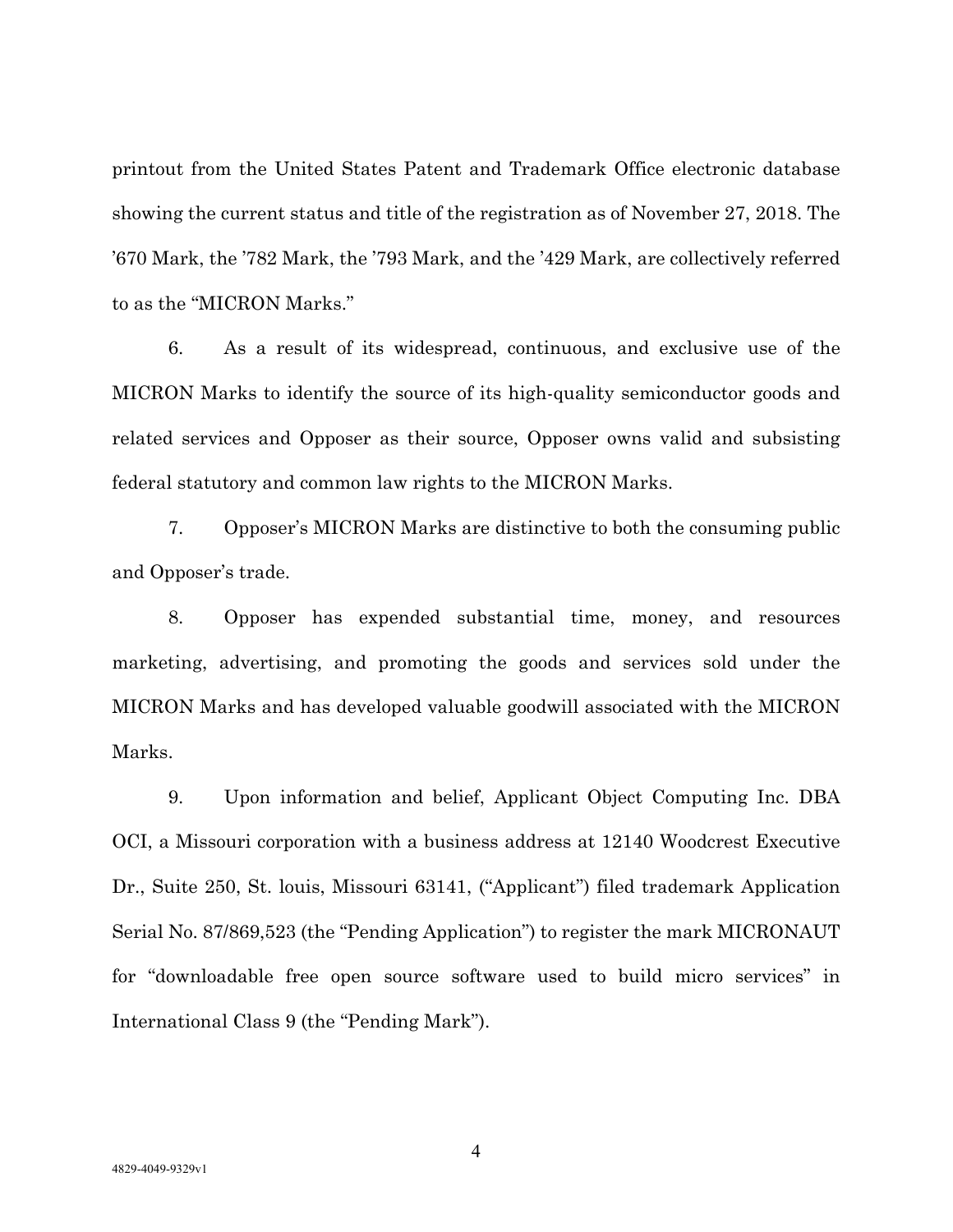printout from the United States Patent and Trademark Office electronic database showing the current status and title of the registration as of November 27, 2018. The ’670 Mark, the ’782 Mark, the ’793 Mark, and the ’429 Mark, are collectively referred to as the “MICRON Marks.”

6. As a result of its widespread, continuous, and exclusive use of the MICRON Marks to identify the source of its high-quality semiconductor goods and related services and Opposer as their source, Opposer owns valid and subsisting federal statutory and common law rights to the MICRON Marks.

7. Opposer’s MICRON Marks are distinctive to both the consuming public and Opposer’s trade.

8. Opposer has expended substantial time, money, and resources marketing, advertising, and promoting the goods and services sold under the MICRON Marks and has developed valuable goodwill associated with the MICRON Marks.

9. Upon information and belief, Applicant Object Computing Inc. DBA OCI, a Missouri corporation with a business address at 12140 Woodcrest Executive Dr., Suite 250, St. louis, Missouri 63141, (“Applicant”) filed trademark Application Serial No. 87/869,523 (the “Pending Application”) to register the mark MICRONAUT for “downloadable free open source software used to build micro services” in International Class 9 (the “Pending Mark”).

4829-4049-9329v1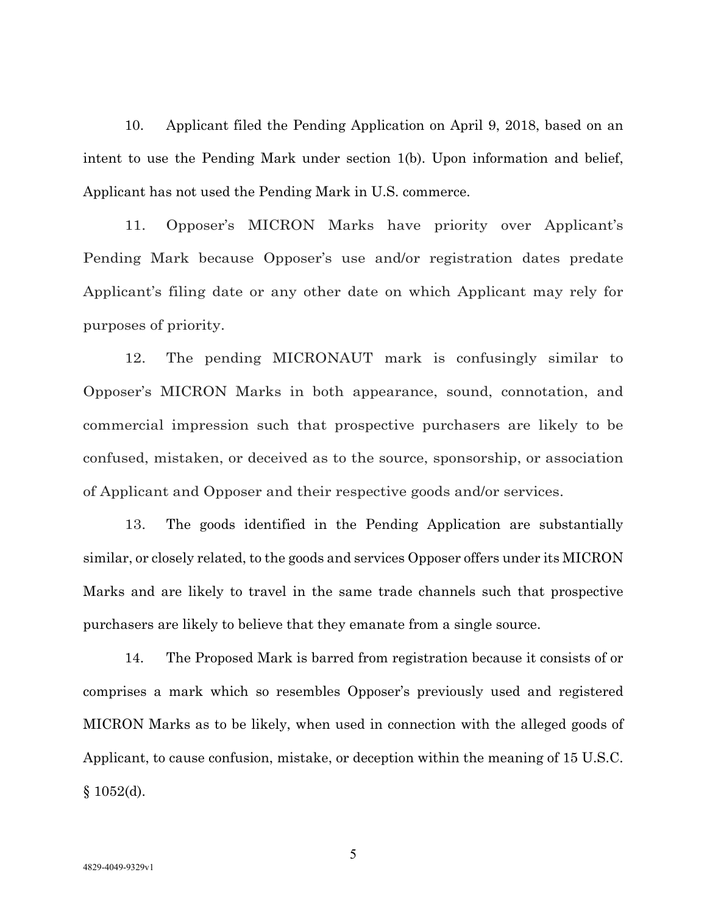10. Applicant filed the Pending Application on April 9, 2018, based on an intent to use the Pending Mark under section 1(b). Upon information and belief, Applicant has not used the Pending Mark in U.S. commerce.

11. Opposer's MICRON Marks have priority over Applicant's Pending Mark because Opposer's use and/or registration dates predate Applicant's filing date or any other date on which Applicant may rely for purposes of priority.

12. The pending MICRONAUT mark is confusingly similar to Opposer's MICRON Marks in both appearance, sound, connotation, and commercial impression such that prospective purchasers are likely to be confused, mistaken, or deceived as to the source, sponsorship, or association of Applicant and Opposer and their respective goods and/or services.

13. The goods identified in the Pending Application are substantially similar, or closely related, to the goods and services Opposer offers under its MICRON Marks and are likely to travel in the same trade channels such that prospective purchasers are likely to believe that they emanate from a single source.

14. The Proposed Mark is barred from registration because it consists of or comprises a mark which so resembles Opposer's previously used and registered MICRON Marks as to be likely, when used in connection with the alleged goods of Applicant, to cause confusion, mistake, or deception within the meaning of 15 U.S.C. § 1052(d).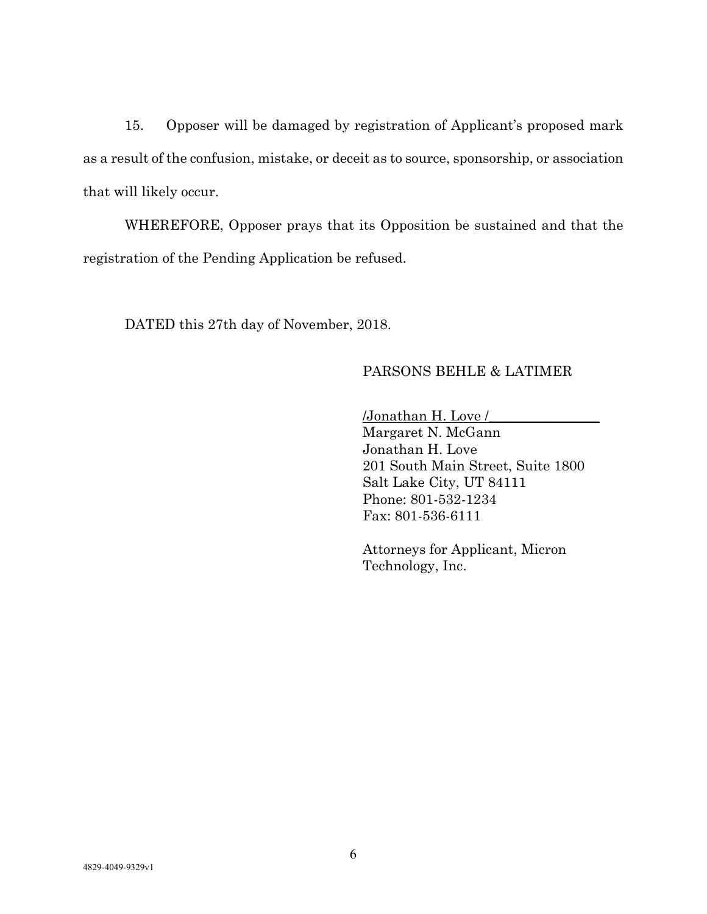15. Opposer will be damaged by registration of Applicant's proposed mark as a result of the confusion, mistake, or deceit as to source, sponsorship, or association that will likely occur.

WHEREFORE, Opposer prays that its Opposition be sustained and that the registration of the Pending Application be refused.

DATED this 27th day of November, 2018.

PARSONS BEHLE & LATIMER

/Jonathan H. Love /________________
Margaret N. McGann
Jonathan H. Love
201 South Main Street, Suite 1800
Salt Lake City, UT 84111
Phone: 801-532-1234
Fax: 801-536-6111

Attorneys for Applicant, Micron Technology, Inc.

4829-4049-9329v1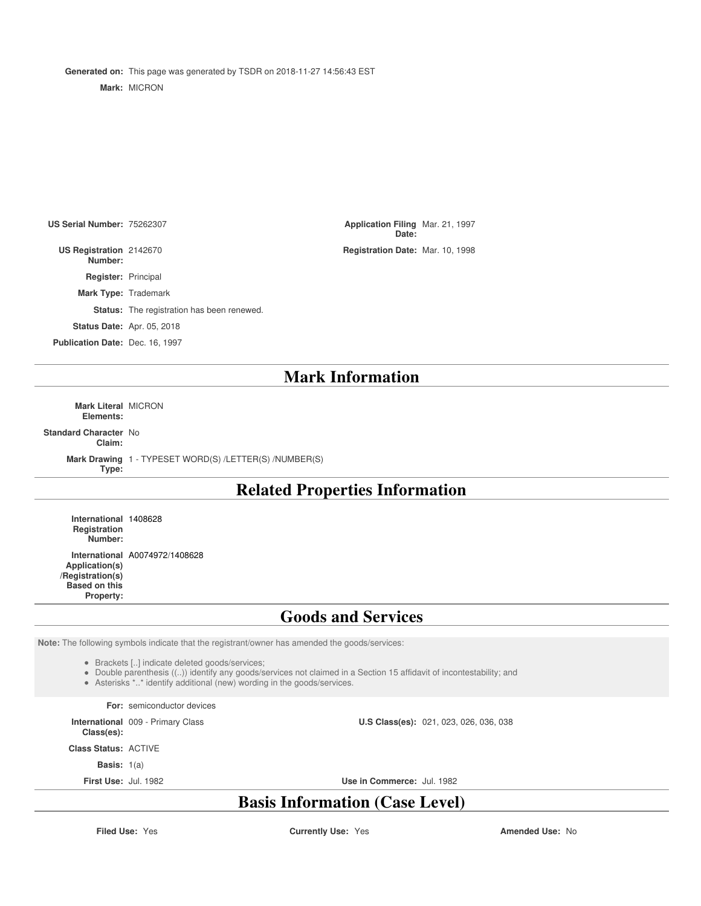**Generated on:** This page was generated by TSDR on 2018-11-27 14:56:43 EST

**Mark:** MICRON

**US Serial Number:** 75262307

**Application Filing Date:** Mar. 21, 1997

**US Registration Number:** 2142670

**Registration Date:** Mar. 10, 1998

**Register:** Principal

**Mark Type:** Trademark

**Status:** The registration has been renewed.

**Status Date:** Apr. 05, 2018

**Publication Date:** Dec. 16, 1997

## Mark Information

**Mark Literal Elements:** MICRON

**Standard Character Claim:** No

**Mark Drawing Type:** 1 - TYPESET WORD(S) /LETTER(S) /NUMBER(S)

## Related Properties Information

**International Registration Number:** 1408628

**International Application(s) /Registration(s) Based on this Property:** A0074972/1408628

## Goods and Services

**Note:** The following symbols indicate that the registrant/owner has amended the goods/services:

- Brackets [..] indicate deleted goods/services;
- Double parenthesis ((..)) identify any goods/services not claimed in a Section 15 affidavit of incontestability; and
- Asterisks *..* identify additional (new) wording in the goods/services.

**For:** semiconductor devices

**International Class(es):** 009 - Primary Class

**U.S Class(es):** 021, 023, 026, 036, 038

**Class Status:** ACTIVE

**Basis:** 1(a)

**First Use:** Jul. 1982

**Use in Commerce:** Jul. 1982

## Basis Information (Case Level)

**Filed Use:** Yes

**Currently Use:** Yes

**Amended Use:** No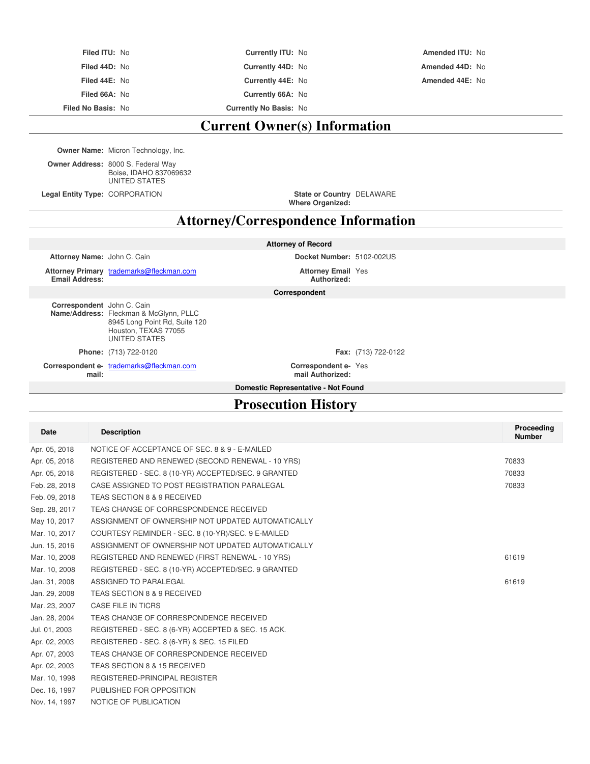| Filed ITU: No | Currently ITU: No | Amended ITU: No |
|---|---|---|
| Filed 44D: No | Currently 44D: No | Amended 44D: No |
| Filed 44E: No | Currently 44E: No | Amended 44E: No |
| Filed 66A: No | Currently 66A: No | |
| Filed No Basis: No | Currently No Basis: No | |

## Current Owner(s) Information

**Owner Name:** Micron Technology, Inc.

**Owner Address:** 8000 S. Federal Way
Boise, IDAHO 837069632
UNITED STATES

**Legal Entity Type:** CORPORATION

**State or Country Where Organized:** DELAWARE

## Attorney/Correspondence Information

**Attorney of Record**

**Attorney Name:** John C. Cain

**Docket Number:** 5102-002US

**Attorney Primary Email Address:** trademarks@fleckman.com

**Attorney Email Authorized:** Yes

**Correspondent**

**Correspondent Name/Address:** John C. Cain
Fleckman & McGlynn, PLLC
8945 Long Point Rd, Suite 120
Houston, TEXAS 77055
UNITED STATES

**Phone:** (713) 722-0120

**Fax:** (713) 722-0122

**Correspondent e-mail:** trademarks@fleckman.com

**Correspondent e-mail Authorized:** Yes

**Domestic Representative - Not Found**

## Prosecution History

| Date | Description | Proceeding Number |
|---|---|---|
| Apr. 05, 2018 | NOTICE OF ACCEPTANCE OF SEC. 8 & 9 - E-MAILED | |
| Apr. 05, 2018 | REGISTERED AND RENEWED (SECOND RENEWAL - 10 YRS) | 70833 |
| Apr. 05, 2018 | REGISTERED - SEC. 8 (10-YR) ACCEPTED/SEC. 9 GRANTED | 70833 |
| Feb. 28, 2018 | CASE ASSIGNED TO POST REGISTRATION PARALEGAL | 70833 |
| Feb. 09, 2018 | TEAS SECTION 8 & 9 RECEIVED | |
| Sep. 28, 2017 | TEAS CHANGE OF CORRESPONDENCE RECEIVED | |
| May 10, 2017 | ASSIGNMENT OF OWNERSHIP NOT UPDATED AUTOMATICALLY | |
| Mar. 10, 2017 | COURTESY REMINDER - SEC. 8 (10-YR)/SEC. 9 E-MAILED | |
| Jun. 15, 2016 | ASSIGNMENT OF OWNERSHIP NOT UPDATED AUTOMATICALLY | |
| Mar. 10, 2008 | REGISTERED AND RENEWED (FIRST RENEWAL - 10 YRS) | 61619 |
| Mar. 10, 2008 | REGISTERED - SEC. 8 (10-YR) ACCEPTED/SEC. 9 GRANTED | |
| Jan. 31, 2008 | ASSIGNED TO PARALEGAL | 61619 |
| Jan. 29, 2008 | TEAS SECTION 8 & 9 RECEIVED | |
| Mar. 23, 2007 | CASE FILE IN TICRS | |
| Jan. 28, 2004 | TEAS CHANGE OF CORRESPONDENCE RECEIVED | |
| Jul. 01, 2003 | REGISTERED - SEC. 8 (6-YR) ACCEPTED & SEC. 15 ACK. | |
| Apr. 02, 2003 | REGISTERED - SEC. 8 (6-YR) & SEC. 15 FILED | |
| Apr. 07, 2003 | TEAS CHANGE OF CORRESPONDENCE RECEIVED | |
| Apr. 02, 2003 | TEAS SECTION 8 & 15 RECEIVED | |
| Mar. 10, 1998 | REGISTERED-PRINCIPAL REGISTER | |
| Dec. 16, 1997 | PUBLISHED FOR OPPOSITION | |
| Nov. 14, 1997 | NOTICE OF PUBLICATION | |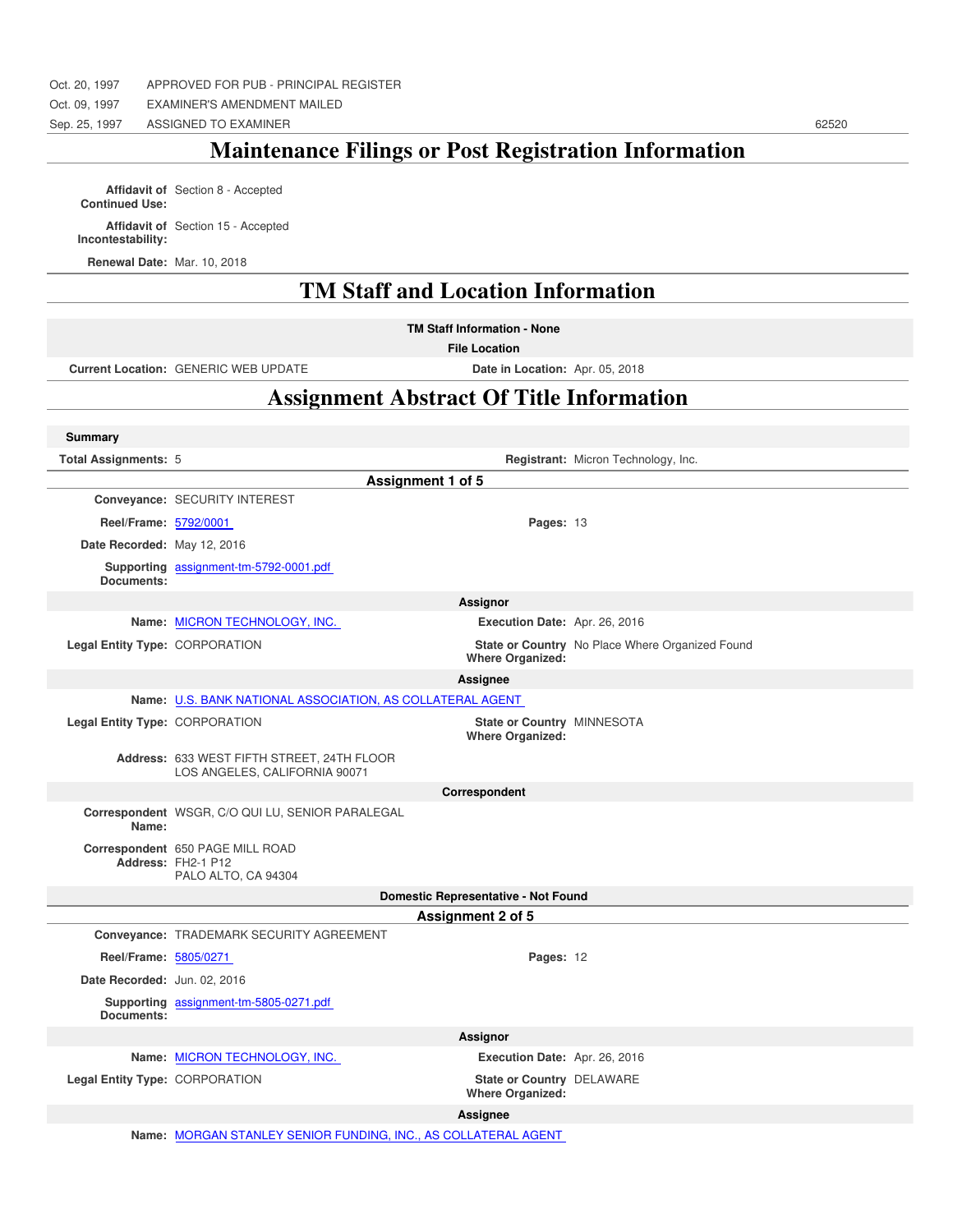| | | |
|---|---|---|
| Oct. 20, 1997 | APPROVED FOR PUB - PRINCIPAL REGISTER | |
| Oct. 09, 1997 | EXAMINER'S AMENDMENT MAILED | |
| Sep. 25, 1997 | ASSIGNED TO EXAMINER | 62520 |

# Maintenance Filings or Post Registration Information

**Affidavit of Continued Use:** Section 8 - Accepted

**Affidavit of Incontestability:** Section 15 - Accepted

**Renewal Date:** Mar. 10, 2018

# TM Staff and Location Information

**TM Staff Information - None**

**File Location**

**Current Location:** GENERIC WEB UPDATE **Date in Location:** Apr. 05, 2018

# Assignment Abstract Of Title Information

**Summary**

**Total Assignments:** 5 **Registrant:** Micron Technology, Inc.

## Assignment 1 of 5

**Conveyance:** SECURITY INTEREST

**Reel/Frame:** 5792/0001 **Pages:** 13

**Date Recorded:** May 12, 2016

**Supporting Documents:** assignment-tm-5792-0001.pdf

**Assignor**

**Name:** MICRON TECHNOLOGY, INC. **Execution Date:** Apr. 26, 2016

**Legal Entity Type:** CORPORATION **State or Country Where Organized:** No Place Where Organized Found

**Assignee**

**Name:** U.S. BANK NATIONAL ASSOCIATION, AS COLLATERAL AGENT

**Legal Entity Type:** CORPORATION **State or Country Where Organized:** MINNESOTA

**Address:** 633 WEST FIFTH STREET, 24TH FLOOR
LOS ANGELES, CALIFORNIA 90071

**Correspondent**

**Correspondent Name:** WSGR, C/O QUI LU, SENIOR PARALEGAL

**Correspondent Address:** 650 PAGE MILL ROAD
FH2-1 P12
PALO ALTO, CA 94304

**Domestic Representative - Not Found**

## Assignment 2 of 5

**Conveyance:** TRADEMARK SECURITY AGREEMENT

**Reel/Frame:** 5805/0271 **Pages:** 12

**Date Recorded:** Jun. 02, 2016

**Supporting Documents:** assignment-tm-5805-0271.pdf

**Assignor**

**Name:** MICRON TECHNOLOGY, INC. **Execution Date:** Apr. 26, 2016

**Legal Entity Type:** CORPORATION **State or Country Where Organized:** DELAWARE

**Assignee**

**Name:** MORGAN STANLEY SENIOR FUNDING, INC., AS COLLATERAL AGENT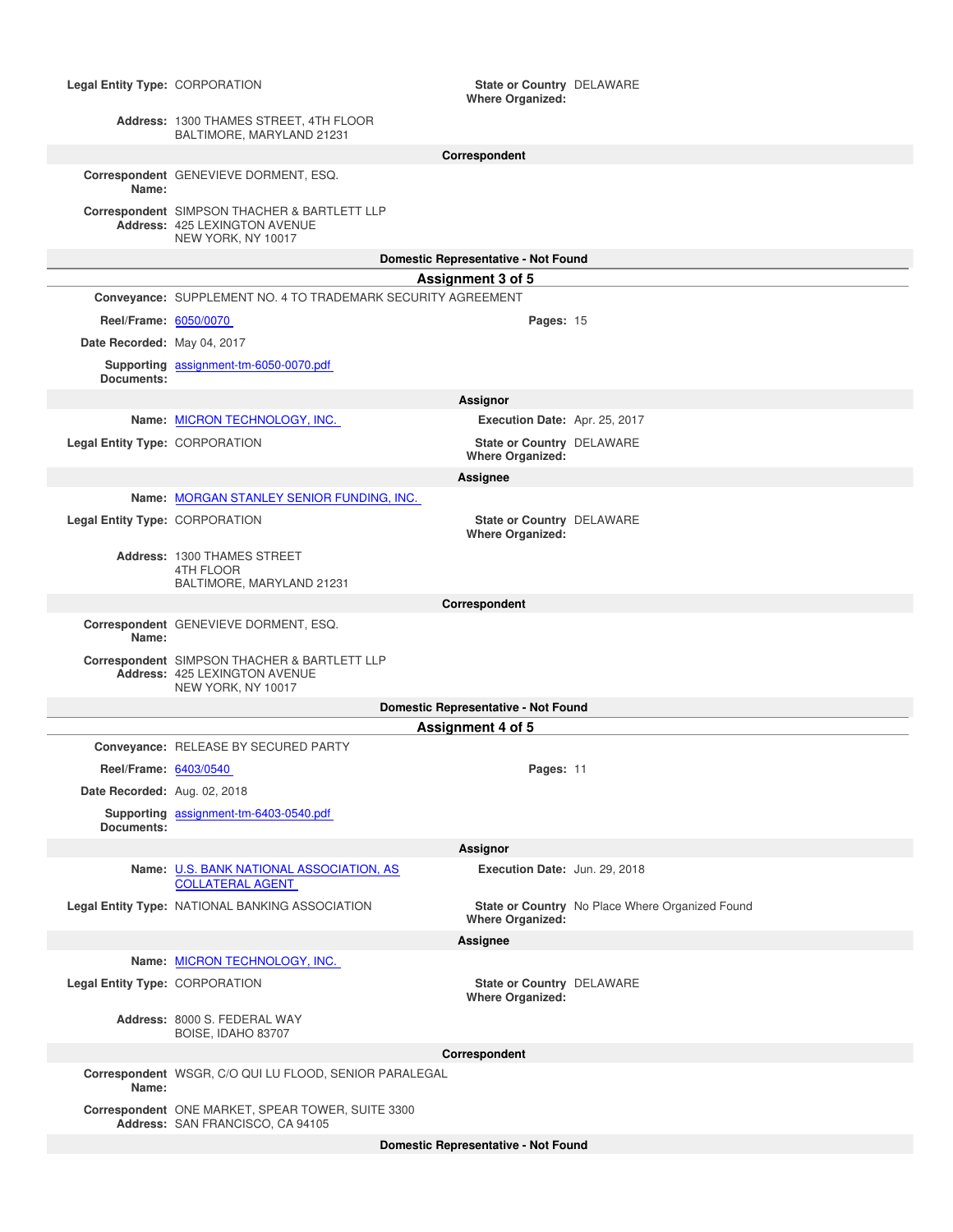**Legal Entity Type:** CORPORATION | **State or Country Where Organized:** DELAWARE

**Address:** 1300 THAMES STREET, 4TH FLOOR
BALTIMORE, MARYLAND 21231

### Correspondent

**Correspondent Name:** GENEVIEVE DORMENT, ESQ.

**Correspondent Address:** SIMPSON THACHER & BARTLETT LLP
425 LEXINGTON AVENUE
NEW YORK, NY 10017

### Domestic Representative - Not Found

## Assignment 3 of 5

**Conveyance:** SUPPLEMENT NO. 4 TO TRADEMARK SECURITY AGREEMENT

**Reel/Frame:** 6050/0070 | **Pages:** 15

**Date Recorded:** May 04, 2017

**Supporting Documents:** assignment-tm-6050-0070.pdf

### Assignor

**Name:** MICRON TECHNOLOGY, INC. | **Execution Date:** Apr. 25, 2017

**Legal Entity Type:** CORPORATION | **State or Country Where Organized:** DELAWARE

### Assignee

**Name:** MORGAN STANLEY SENIOR FUNDING, INC.

**Legal Entity Type:** CORPORATION | **State or Country Where Organized:** DELAWARE

**Address:** 1300 THAMES STREET
4TH FLOOR
BALTIMORE, MARYLAND 21231

### Correspondent

**Correspondent Name:** GENEVIEVE DORMENT, ESQ.

**Correspondent Address:** SIMPSON THACHER & BARTLETT LLP
425 LEXINGTON AVENUE
NEW YORK, NY 10017

### Domestic Representative - Not Found

## Assignment 4 of 5

**Conveyance:** RELEASE BY SECURED PARTY

**Reel/Frame:** 6403/0540 | **Pages:** 11

**Date Recorded:** Aug. 02, 2018

**Supporting Documents:** assignment-tm-6403-0540.pdf

### Assignor

**Name:** U.S. BANK NATIONAL ASSOCIATION, AS COLLATERAL AGENT | **Execution Date:** Jun. 29, 2018

**Legal Entity Type:** NATIONAL BANKING ASSOCIATION | **State or Country Where Organized:** No Place Where Organized Found

### Assignee

**Name:** MICRON TECHNOLOGY, INC.

**Legal Entity Type:** CORPORATION | **State or Country Where Organized:** DELAWARE

**Address:** 8000 S. FEDERAL WAY
BOISE, IDAHO 83707

### Correspondent

**Correspondent Name:** WSGR, C/O QUI LU FLOOD, SENIOR PARALEGAL

**Correspondent Address:** ONE MARKET, SPEAR TOWER, SUITE 3300
SAN FRANCISCO, CA 94105

### Domestic Representative - Not Found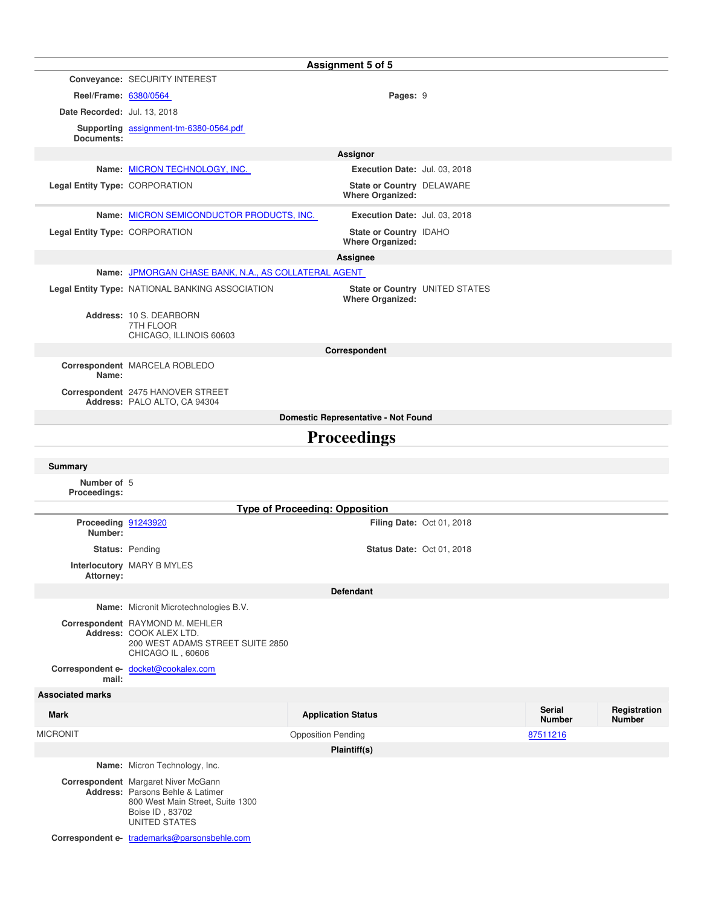### Assignment 5 of 5

**Conveyance:** SECURITY INTEREST

**Reel/Frame:** 6380/0564 **Pages:** 9

**Date Recorded:** Jul. 13, 2018

**Supporting Documents:** assignment-tm-6380-0564.pdf

#### Assignor

**Name:** MICRON TECHNOLOGY, INC. **Execution Date:** Jul. 03, 2018

**Legal Entity Type:** CORPORATION **State or Country Where Organized:** DELAWARE

**Name:** MICRON SEMICONDUCTOR PRODUCTS, INC. **Execution Date:** Jul. 03, 2018

**Legal Entity Type:** CORPORATION **State or Country Where Organized:** IDAHO

#### Assignee

**Name:** JPMORGAN CHASE BANK, N.A., AS COLLATERAL AGENT

**Legal Entity Type:** NATIONAL BANKING ASSOCIATION **State or Country Where Organized:** UNITED STATES

**Address:** 10 S. DEARBORN
7TH FLOOR
CHICAGO, ILLINOIS 60603

#### Correspondent

**Correspondent Name:** MARCELA ROBLEDO

**Correspondent Address:** 2475 HANOVER STREET
PALO ALTO, CA 94304

#### Domestic Representative - Not Found

# Proceedings

**Summary**

**Number of Proceedings:** 5

### Type of Proceeding: Opposition

**Proceeding Number:** 91243920 **Filing Date:** Oct 01, 2018

**Status:** Pending **Status Date:** Oct 01, 2018

**Interlocutory Attorney:** MARY B MYLES

#### Defendant

**Name:** Micronit Microtechnologies B.V.

**Correspondent Address:** RAYMOND M. MEHLER
COOK ALEX LTD.
200 WEST ADAMS STREET SUITE 2850
CHICAGO IL , 60606

**Correspondent e-mail:** docket@cookalex.com

**Associated marks**

| Mark | Application Status | Serial Number | Registration Number |
| --- | --- | --- | --- |
| MICRONIT | Opposition Pending | 87511216 | |

#### Plaintiff(s)

**Name:** Micron Technology, Inc.

**Correspondent Address:** Margaret Niver McGann
Parsons Behle & Latimer
800 West Main Street, Suite 1300
Boise ID , 83702
UNITED STATES

**Correspondent e-mail:** trademarks@parsonsbehle.com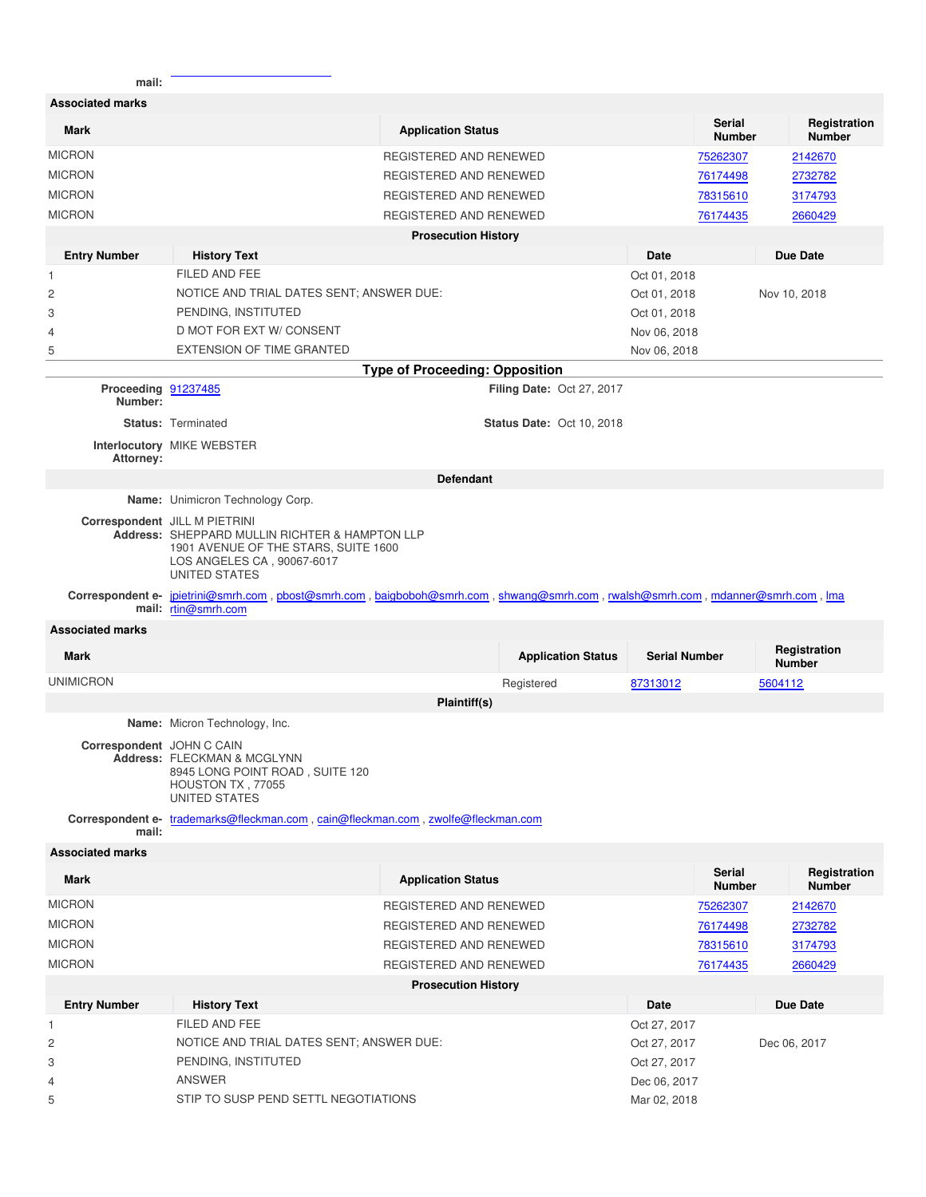**mail:**

**Associated marks**

| Mark | Application Status | Serial Number | Registration Number |
|---|---|---|---|
| MICRON | REGISTERED AND RENEWED | 75262307 | 2142670 |
| MICRON | REGISTERED AND RENEWED | 76174498 | 2732782 |
| MICRON | REGISTERED AND RENEWED | 78315610 | 3174793 |
| MICRON | REGISTERED AND RENEWED | 76174435 | 2660429 |

**Prosecution History**

| Entry Number | History Text | Date | Due Date |
|---|---|---|---|
| 1 | FILED AND FEE | Oct 01, 2018 | |
| 2 | NOTICE AND TRIAL DATES SENT; ANSWER DUE: | Oct 01, 2018 | Nov 10, 2018 |
| 3 | PENDING, INSTITUTED | Oct 01, 2018 | |
| 4 | D MOT FOR EXT W/ CONSENT | Nov 06, 2018 | |
| 5 | EXTENSION OF TIME GRANTED | Nov 06, 2018 | |

## Type of Proceeding: Opposition

**Proceeding Number:** 91237485

**Filing Date:** Oct 27, 2017

**Status:** Terminated

**Status Date:** Oct 10, 2018

**Interlocutory Attorney:** MIKE WEBSTER

**Defendant**

**Name:** Unimicron Technology Corp.

**Correspondent Address:** JILL M PIETRINI
SHEPPARD MULLIN RICHTER & HAMPTON LLP
1901 AVENUE OF THE STARS, SUITE 1600
LOS ANGELES CA , 90067-6017
UNITED STATES

**Correspondent e-mail:** jpietrini@smrh.com , pbost@smrh.com , baigboboh@smrh.com , shwang@smrh.com , rwalsh@smrh.com , mdanner@smrh.com , lmartin@smrh.com

**Associated marks**

| Mark | Application Status | Serial Number | Registration Number |
|---|---|---|---|
| UNIMICRON | Registered | 87313012 | 5604112 |

**Plaintiff(s)**

**Name:** Micron Technology, Inc.

**Correspondent Address:** JOHN C CAIN
FLECKMAN & MCGLYNN
8945 LONG POINT ROAD , SUITE 120
HOUSTON TX , 77055
UNITED STATES

**Correspondent e-mail:** trademarks@fleckman.com , cain@fleckman.com , zwolfe@fleckman.com

**Associated marks**

| Mark | Application Status | Serial Number | Registration Number |
|---|---|---|---|
| MICRON | REGISTERED AND RENEWED | 75262307 | 2142670 |
| MICRON | REGISTERED AND RENEWED | 76174498 | 2732782 |
| MICRON | REGISTERED AND RENEWED | 78315610 | 3174793 |
| MICRON | REGISTERED AND RENEWED | 76174435 | 2660429 |

**Prosecution History**

| Entry Number | History Text | Date | Due Date |
|---|---|---|---|
| 1 | FILED AND FEE | Oct 27, 2017 | |
| 2 | NOTICE AND TRIAL DATES SENT; ANSWER DUE: | Oct 27, 2017 | Dec 06, 2017 |
| 3 | PENDING, INSTITUTED | Oct 27, 2017 | |
| 4 | ANSWER | Dec 06, 2017 | |
| 5 | STIP TO SUSP PEND SETTL NEGOTIATIONS | Mar 02, 2018 | |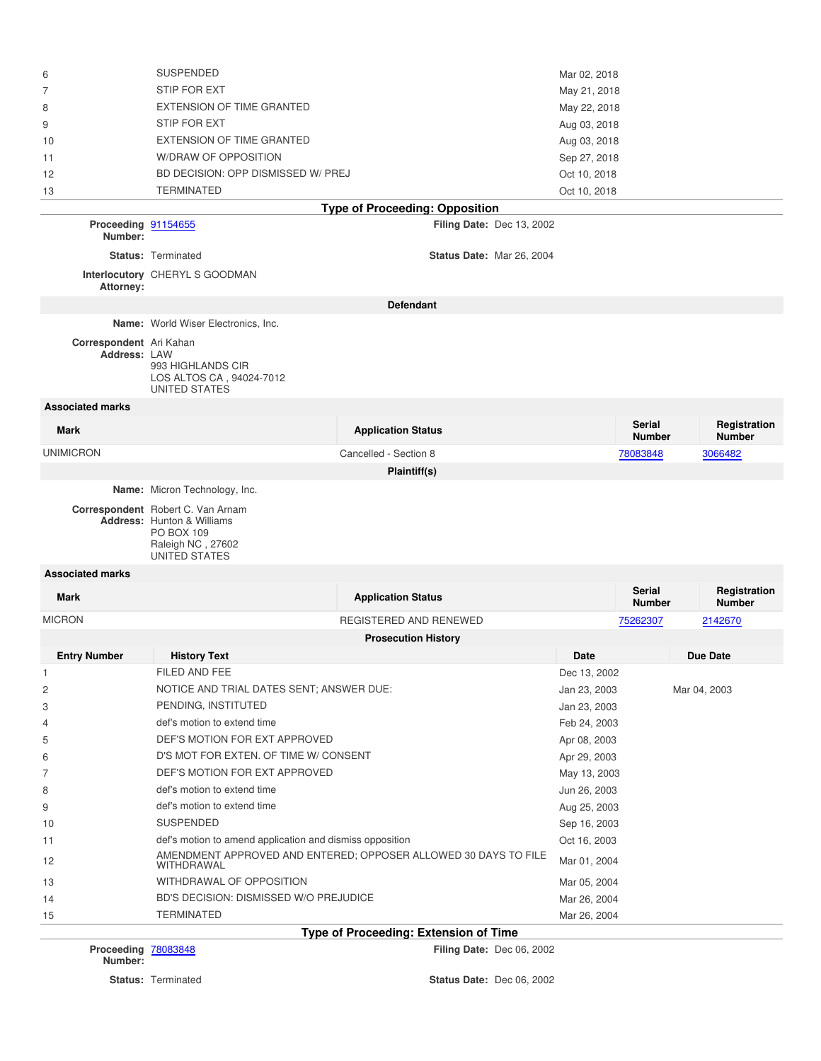| | | | |
|---|---|---|---|
| 6 | SUSPENDED | Mar 02, 2018 | |
| 7 | STIP FOR EXT | May 21, 2018 | |
| 8 | EXTENSION OF TIME GRANTED | May 22, 2018 | |
| 9 | STIP FOR EXT | Aug 03, 2018 | |
| 10 | EXTENSION OF TIME GRANTED | Aug 03, 2018 | |
| 11 | W/DRAW OF OPPOSITION | Sep 27, 2018 | |
| 12 | BD DECISION: OPP DISMISSED W/ PREJ | Oct 10, 2018 | |
| 13 | TERMINATED | Oct 10, 2018 | |

## Type of Proceeding: Opposition

**Proceeding Number:** 91154655 **Filing Date:** Dec 13, 2002

**Status:** Terminated **Status Date:** Mar 26, 2004

**Interlocutory Attorney:** CHERYL S GOODMAN

### Defendant

**Name:** World Wiser Electronics, Inc.

**Correspondent Address:** Ari Kahan
LAW
993 HIGHLANDS CIR
LOS ALTOS CA , 94024-7012
UNITED STATES

**Associated marks**

| Mark | Application Status | Serial Number | Registration Number |
|---|---|---|---|
| UNIMICRON | Cancelled - Section 8 | 78083848 | 3066482 |

### Plaintiff(s)

**Name:** Micron Technology, Inc.

**Correspondent Address:** Robert C. Van Arnam
Hunton & Williams
PO BOX 109
Raleigh NC , 27602
UNITED STATES

**Associated marks**

| Mark | Application Status | Serial Number | Registration Number |
|---|---|---|---|
| MICRON | REGISTERED AND RENEWED | 75262307 | 2142670 |

### Prosecution History

| Entry Number | History Text | Date | Due Date |
|---|---|---|---|
| 1 | FILED AND FEE | Dec 13, 2002 | |
| 2 | NOTICE AND TRIAL DATES SENT; ANSWER DUE: | Jan 23, 2003 | Mar 04, 2003 |
| 3 | PENDING, INSTITUTED | Jan 23, 2003 | |
| 4 | def's motion to extend time | Feb 24, 2003 | |
| 5 | DEF'S MOTION FOR EXT APPROVED | Apr 08, 2003 | |
| 6 | D'S MOT FOR EXTEN. OF TIME W/ CONSENT | Apr 29, 2003 | |
| 7 | DEF'S MOTION FOR EXT APPROVED | May 13, 2003 | |
| 8 | def's motion to extend time | Jun 26, 2003 | |
| 9 | def's motion to extend time | Aug 25, 2003 | |
| 10 | SUSPENDED | Sep 16, 2003 | |
| 11 | def's motion to amend application and dismiss opposition | Oct 16, 2003 | |
| 12 | AMENDMENT APPROVED AND ENTERED; OPPOSER ALLOWED 30 DAYS TO FILE WITHDRAWAL | Mar 01, 2004 | |
| 13 | WITHDRAWAL OF OPPOSITION | Mar 05, 2004 | |
| 14 | BD'S DECISION: DISMISSED W/O PREJUDICE | Mar 26, 2004 | |
| 15 | TERMINATED | Mar 26, 2004 | |

## Type of Proceeding: Extension of Time

**Proceeding Number:** 78083848 **Filing Date:** Dec 06, 2002

**Status:** Terminated **Status Date:** Dec 06, 2002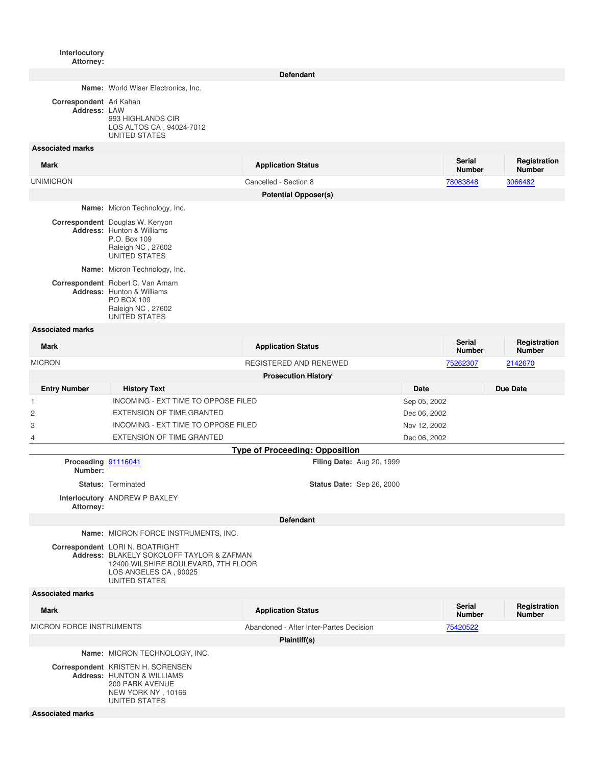**Interlocutory Attorney:**

**Defendant**

**Name:** World Wiser Electronics, Inc.

**Correspondent Address:** Ari Kahan
LAW
993 HIGHLANDS CIR
LOS ALTOS CA , 94024-7012
UNITED STATES

**Associated marks**

| Mark | Application Status | Serial Number | Registration Number |
|---|---|---|---|
| UNIMICRON | Cancelled - Section 8 | 78083848 | 3066482 |

**Potential Opposer(s)**

**Name:** Micron Technology, Inc.

**Correspondent Address:** Douglas W. Kenyon
Hunton & Williams
P.O. Box 109
Raleigh NC , 27602
UNITED STATES

**Name:** Micron Technology, Inc.

**Correspondent Address:** Robert C. Van Arnam
Hunton & Williams
PO BOX 109
Raleigh NC , 27602
UNITED STATES

**Associated marks**

| Mark | Application Status | Serial Number | Registration Number |
|---|---|---|---|
| MICRON | REGISTERED AND RENEWED | 75262307 | 2142670 |

**Prosecution History**

| Entry Number | History Text | Date | Due Date |
|---|---|---|---|
| 1 | INCOMING - EXT TIME TO OPPOSE FILED | Sep 05, 2002 | |
| 2 | EXTENSION OF TIME GRANTED | Dec 06, 2002 | |
| 3 | INCOMING - EXT TIME TO OPPOSE FILED | Nov 12, 2002 | |
| 4 | EXTENSION OF TIME GRANTED | Dec 06, 2002 | |

## Type of Proceeding: Opposition

**Proceeding Number:** 91116041

**Filing Date:** Aug 20, 1999

**Status:** Terminated

**Status Date:** Sep 26, 2000

**Interlocutory Attorney:** ANDREW P BAXLEY

**Defendant**

**Name:** MICRON FORCE INSTRUMENTS, INC.

**Correspondent Address:** LORI N. BOATRIGHT
BLAKELY SOKOLOFF TAYLOR & ZAFMAN
12400 WILSHIRE BOULEVARD, 7TH FLOOR
LOS ANGELES CA , 90025
UNITED STATES

**Associated marks**

| Mark | Application Status | Serial Number | Registration Number |
|---|---|---|---|
| MICRON FORCE INSTRUMENTS | Abandoned - After Inter-Partes Decision | 75420522 | |

**Plaintiff(s)**

**Name:** MICRON TECHNOLOGY, INC.

**Correspondent Address:** KRISTEN H. SORENSEN
HUNTON & WILLIAMS
200 PARK AVENUE
NEW YORK NY , 10166
UNITED STATES

**Associated marks**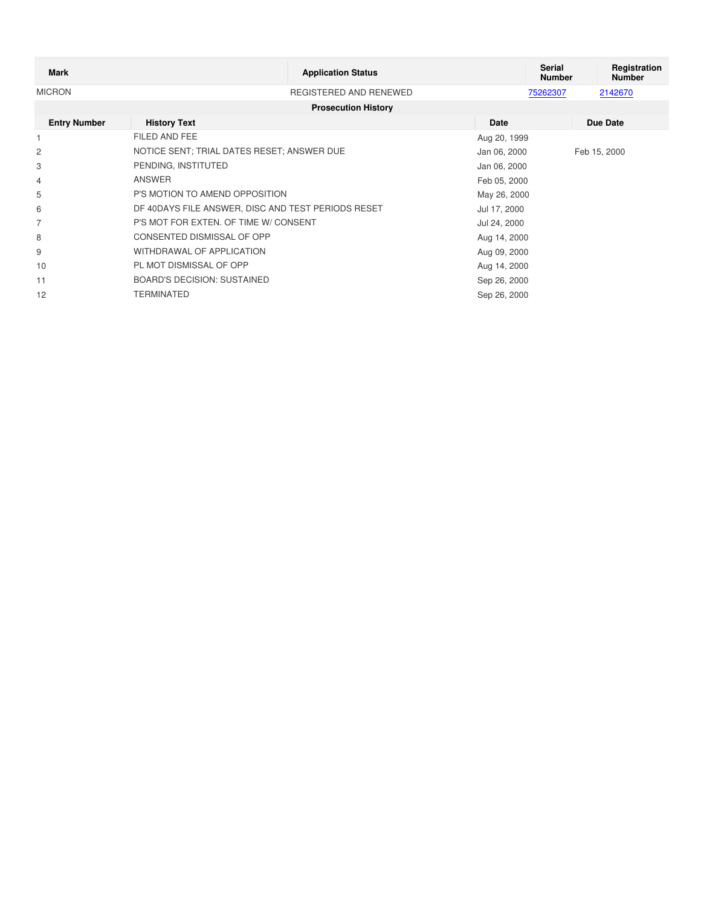| Mark | Application Status | Serial Number | Registration Number |
| --- | --- | --- | --- |
| MICRON | REGISTERED AND RENEWED | 75262307 | 2142670 |

**Prosecution History**

| Entry Number | History Text | Date | Due Date |
| --- | --- | --- | --- |
| 1 | FILED AND FEE | Aug 20, 1999 | |
| 2 | NOTICE SENT; TRIAL DATES RESET; ANSWER DUE | Jan 06, 2000 | Feb 15, 2000 |
| 3 | PENDING, INSTITUTED | Jan 06, 2000 | |
| 4 | ANSWER | Feb 05, 2000 | |
| 5 | P'S MOTION TO AMEND OPPOSITION | May 26, 2000 | |
| 6 | DF 40DAYS FILE ANSWER, DISC AND TEST PERIODS RESET | Jul 17, 2000 | |
| 7 | P'S MOT FOR EXTEN. OF TIME W/ CONSENT | Jul 24, 2000 | |
| 8 | CONSENTED DISMISSAL OF OPP | Aug 14, 2000 | |
| 9 | WITHDRAWAL OF APPLICATION | Aug 09, 2000 | |
| 10 | PL MOT DISMISSAL OF OPP | Aug 14, 2000 | |
| 11 | BOARD'S DECISION: SUSTAINED | Sep 26, 2000 | |
| 12 | TERMINATED | Sep 26, 2000 | |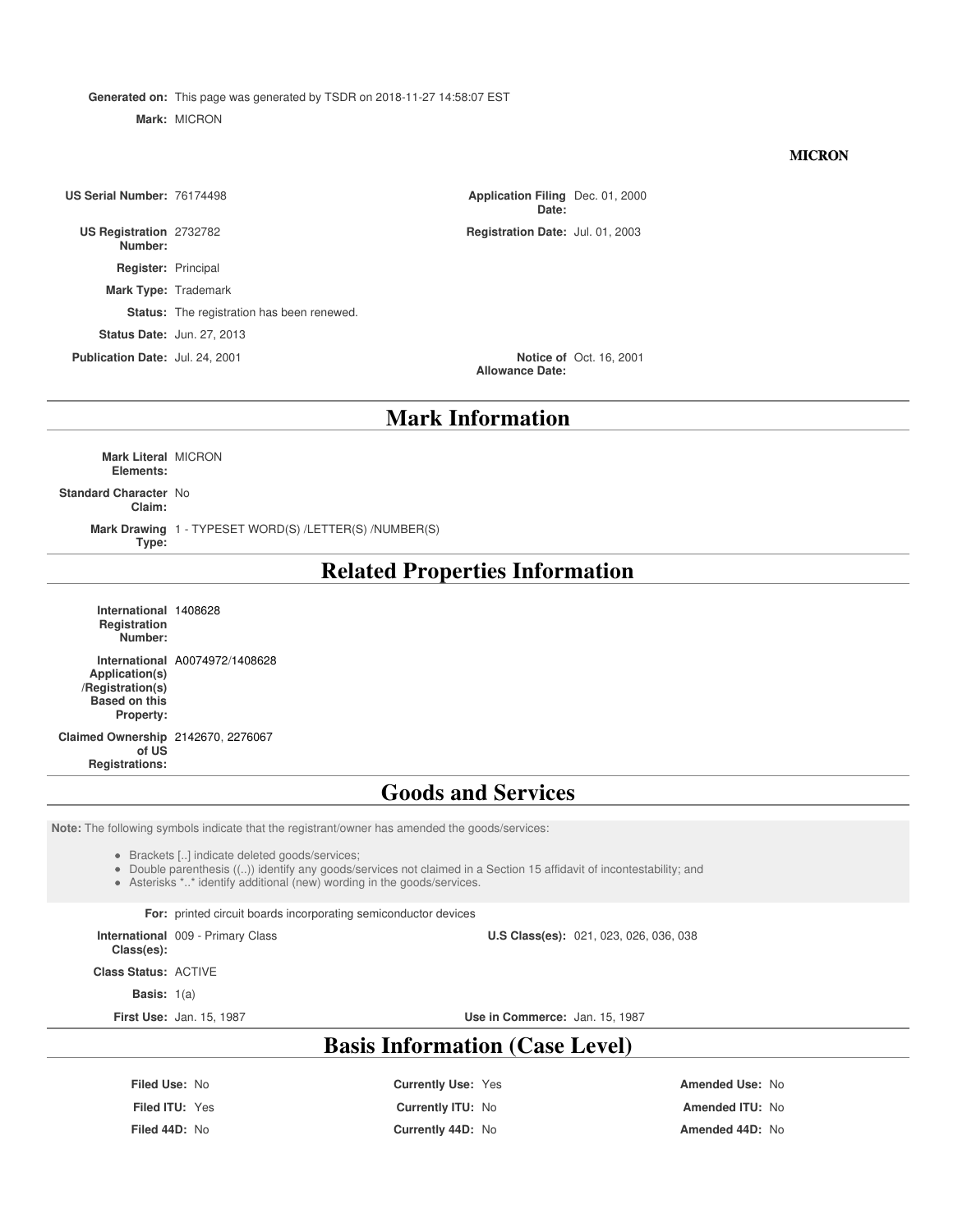**Generated on:** This page was generated by TSDR on 2018-11-27 14:58:07 EST

**Mark:** MICRON

**MICRON**

| | | | |
|---|---|---|---|
| **US Serial Number:** | 76174498 | **Application Filing Date:** | Dec. 01, 2000 |
| **US Registration Number:** | 2732782 | **Registration Date:** | Jul. 01, 2003 |
| **Register:** | Principal | | |
| **Mark Type:** | Trademark | | |
| **Status:** | The registration has been renewed. | | |
| **Status Date:** | Jun. 27, 2013 | | |
| **Publication Date:** | Jul. 24, 2001 | **Notice of Allowance Date:** | Oct. 16, 2001 |

# Mark Information

**Mark Literal Elements:** MICRON

**Standard Character Claim:** No

**Mark Drawing Type:** 1 - TYPESET WORD(S) /LETTER(S) /NUMBER(S)

# Related Properties Information

**International Registration Number:** 1408628

**International Application(s) /Registration(s) Based on this Property:** A0074972/1408628

**Claimed Ownership of US Registrations:** 2142670, 2276067

# Goods and Services

**Note:** The following symbols indicate that the registrant/owner has amended the goods/services:

- Brackets [..] indicate deleted goods/services;
- Double parenthesis ((..)) identify any goods/services not claimed in a Section 15 affidavit of incontestability; and
- Asterisks *..* identify additional (new) wording in the goods/services.

**For:** printed circuit boards incorporating semiconductor devices

| | | | |
|---|---|---|---|
| **International Class(es):** | 009 - Primary Class | **U.S Class(es):** | 021, 023, 026, 036, 038 |
| **Class Status:** | ACTIVE | | |
| **Basis:** | 1(a) | | |
| **First Use:** | Jan. 15, 1987 | **Use in Commerce:** | Jan. 15, 1987 |

# Basis Information (Case Level)

| | | |
|---|---|---|
| **Filed Use:** No | **Currently Use:** Yes | **Amended Use:** No |
| **Filed ITU:** Yes | **Currently ITU:** No | **Amended ITU:** No |
| **Filed 44D:** No | **Currently 44D:** No | **Amended 44D:** No |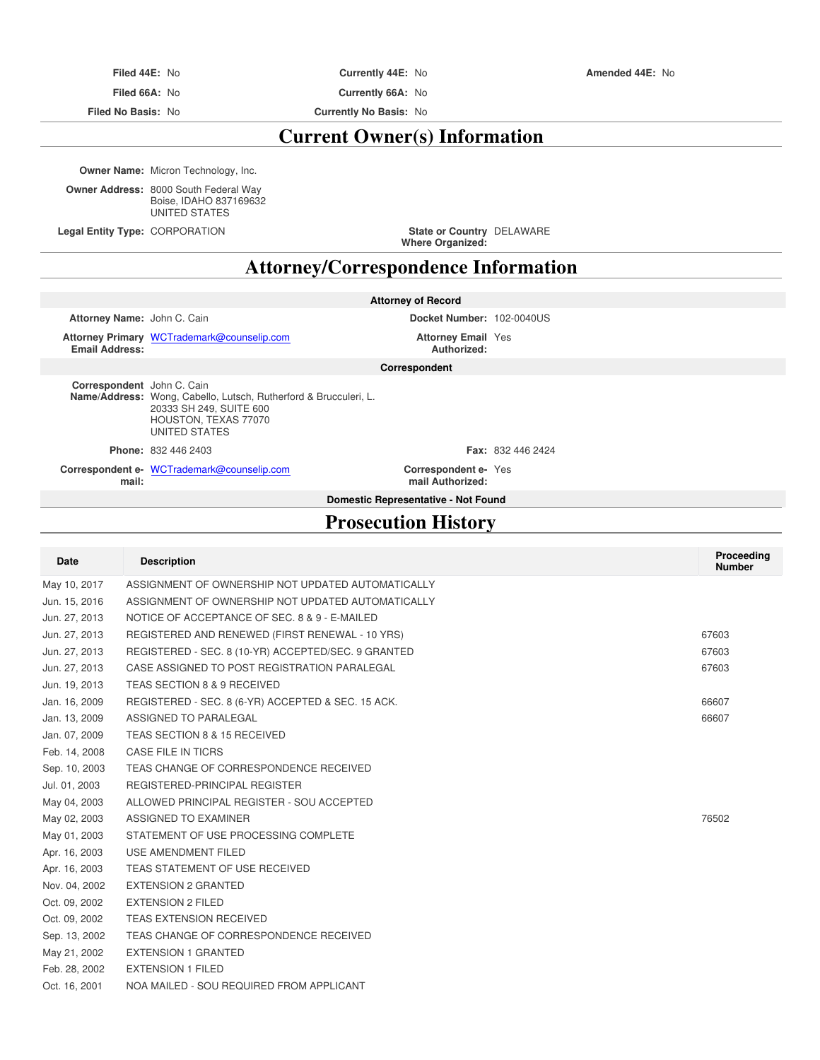| Filed 44E: No | Currently 44E: No | Amended 44E: No |
| --- | --- | --- |
| Filed 66A: No | Currently 66A: No | |
| Filed No Basis: No | Currently No Basis: No | |

## Current Owner(s) Information

**Owner Name:** Micron Technology, Inc.

**Owner Address:** 8000 South Federal Way
Boise, IDAHO 837169632
UNITED STATES

**Legal Entity Type:** CORPORATION

**State or Country Where Organized:** DELAWARE

## Attorney/Correspondence Information

### Attorney of Record

**Attorney Name:** John C. Cain

**Docket Number:** 102-0040US

**Attorney Primary Email Address:** WCTrademark@counselip.com

**Attorney Email Authorized:** Yes

### Correspondent

**Correspondent Name/Address:** John C. Cain
Wong, Cabello, Lutsch, Rutherford & Brucculeri, L.
20333 SH 249, SUITE 600
HOUSTON, TEXAS 77070
UNITED STATES

**Phone:** 832 446 2403

**Fax:** 832 446 2424

**Correspondent e-mail:** WCTrademark@counselip.com

**Correspondent e-mail Authorized:** Yes

### Domestic Representative - Not Found

## Prosecution History

| Date | Description | Proceeding Number |
| --- | --- | --- |
| May 10, 2017 | ASSIGNMENT OF OWNERSHIP NOT UPDATED AUTOMATICALLY | |
| Jun. 15, 2016 | ASSIGNMENT OF OWNERSHIP NOT UPDATED AUTOMATICALLY | |
| Jun. 27, 2013 | NOTICE OF ACCEPTANCE OF SEC. 8 & 9 - E-MAILED | |
| Jun. 27, 2013 | REGISTERED AND RENEWED (FIRST RENEWAL - 10 YRS) | 67603 |
| Jun. 27, 2013 | REGISTERED - SEC. 8 (10-YR) ACCEPTED/SEC. 9 GRANTED | 67603 |
| Jun. 27, 2013 | CASE ASSIGNED TO POST REGISTRATION PARALEGAL | 67603 |
| Jun. 19, 2013 | TEAS SECTION 8 & 9 RECEIVED | |
| Jan. 16, 2009 | REGISTERED - SEC. 8 (6-YR) ACCEPTED & SEC. 15 ACK. | 66607 |
| Jan. 13, 2009 | ASSIGNED TO PARALEGAL | 66607 |
| Jan. 07, 2009 | TEAS SECTION 8 & 15 RECEIVED | |
| Feb. 14, 2008 | CASE FILE IN TICRS | |
| Sep. 10, 2003 | TEAS CHANGE OF CORRESPONDENCE RECEIVED | |
| Jul. 01, 2003 | REGISTERED-PRINCIPAL REGISTER | |
| May 04, 2003 | ALLOWED PRINCIPAL REGISTER - SOU ACCEPTED | |
| May 02, 2003 | ASSIGNED TO EXAMINER | 76502 |
| May 01, 2003 | STATEMENT OF USE PROCESSING COMPLETE | |
| Apr. 16, 2003 | USE AMENDMENT FILED | |
| Apr. 16, 2003 | TEAS STATEMENT OF USE RECEIVED | |
| Nov. 04, 2002 | EXTENSION 2 GRANTED | |
| Oct. 09, 2002 | EXTENSION 2 FILED | |
| Oct. 09, 2002 | TEAS EXTENSION RECEIVED | |
| Sep. 13, 2002 | TEAS CHANGE OF CORRESPONDENCE RECEIVED | |
| May 21, 2002 | EXTENSION 1 GRANTED | |
| Feb. 28, 2002 | EXTENSION 1 FILED | |
| Oct. 16, 2001 | NOA MAILED - SOU REQUIRED FROM APPLICANT | |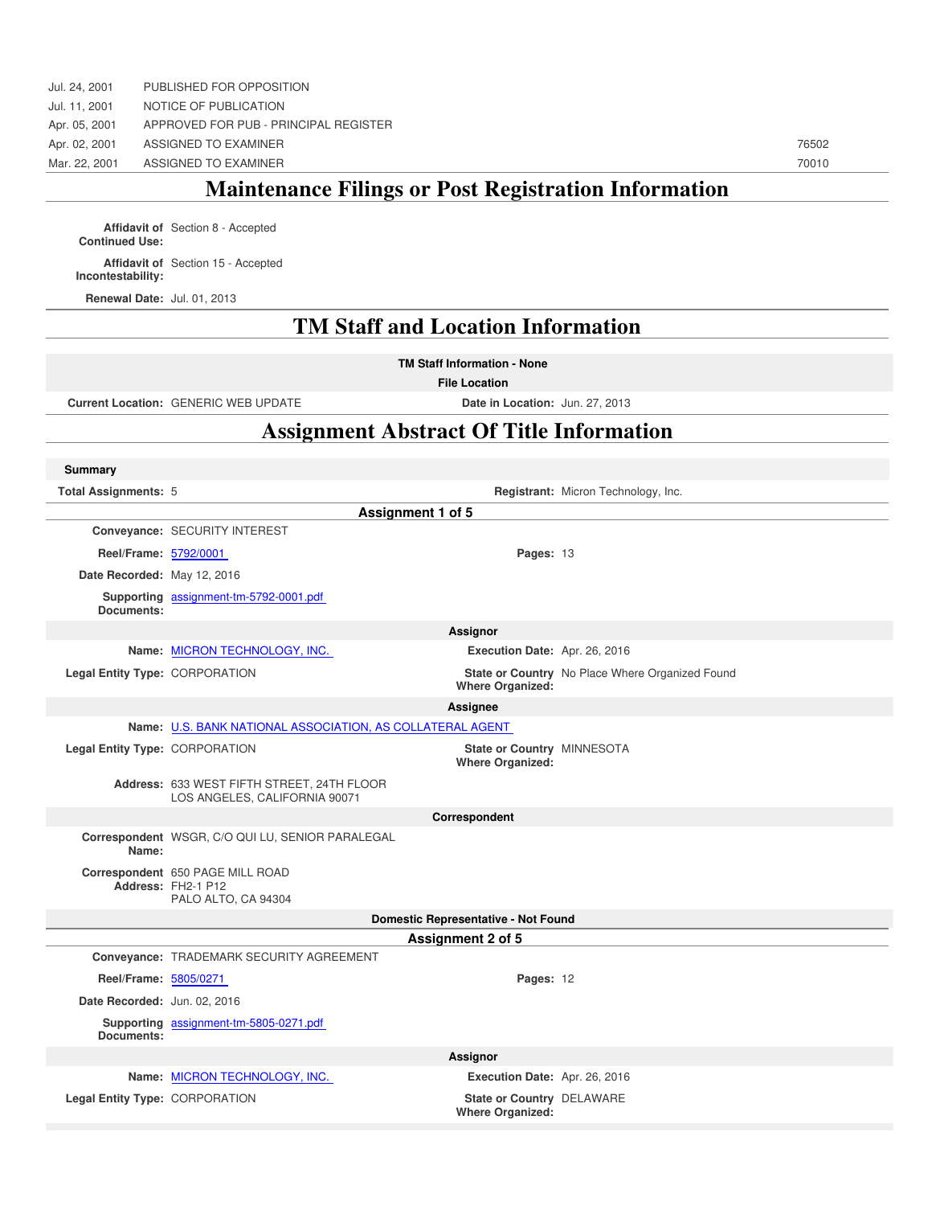| | | |
|---|---|---|
| Jul. 24, 2001 | PUBLISHED FOR OPPOSITION | |
| Jul. 11, 2001 | NOTICE OF PUBLICATION | |
| Apr. 05, 2001 | APPROVED FOR PUB - PRINCIPAL REGISTER | |
| Apr. 02, 2001 | ASSIGNED TO EXAMINER | 76502 |
| Mar. 22, 2001 | ASSIGNED TO EXAMINER | 70010 |

## Maintenance Filings or Post Registration Information

**Affidavit of Continued Use:** Section 8 - Accepted

**Affidavit of Incontestability:** Section 15 - Accepted

**Renewal Date:** Jul. 01, 2013

## TM Staff and Location Information

**TM Staff Information - None**

**File Location**

**Current Location:** GENERIC WEB UPDATE **Date in Location:** Jun. 27, 2013

## Assignment Abstract Of Title Information

**Summary**

**Total Assignments:** 5 **Registrant:** Micron Technology, Inc.

### Assignment 1 of 5

**Conveyance:** SECURITY INTEREST

**Reel/Frame:** 5792/0001 **Pages:** 13

**Date Recorded:** May 12, 2016

**Supporting Documents:** assignment-tm-5792-0001.pdf

**Assignor**

**Name:** MICRON TECHNOLOGY, INC. **Execution Date:** Apr. 26, 2016

**Legal Entity Type:** CORPORATION **State or Country Where Organized:** No Place Where Organized Found

**Assignee**

**Name:** U.S. BANK NATIONAL ASSOCIATION, AS COLLATERAL AGENT

**Legal Entity Type:** CORPORATION **State or Country Where Organized:** MINNESOTA

**Address:** 633 WEST FIFTH STREET, 24TH FLOOR
LOS ANGELES, CALIFORNIA 90071

**Correspondent**

**Correspondent Name:** WSGR, C/O QUI LU, SENIOR PARALEGAL

**Correspondent Address:** 650 PAGE MILL ROAD
FH2-1 P12
PALO ALTO, CA 94304

**Domestic Representative - Not Found**

### Assignment 2 of 5

**Conveyance:** TRADEMARK SECURITY AGREEMENT

**Reel/Frame:** 5805/0271 **Pages:** 12

**Date Recorded:** Jun. 02, 2016

**Supporting Documents:** assignment-tm-5805-0271.pdf

**Assignor**

**Name:** MICRON TECHNOLOGY, INC. **Execution Date:** Apr. 26, 2016

**Legal Entity Type:** CORPORATION **State or Country Where Organized:** DELAWARE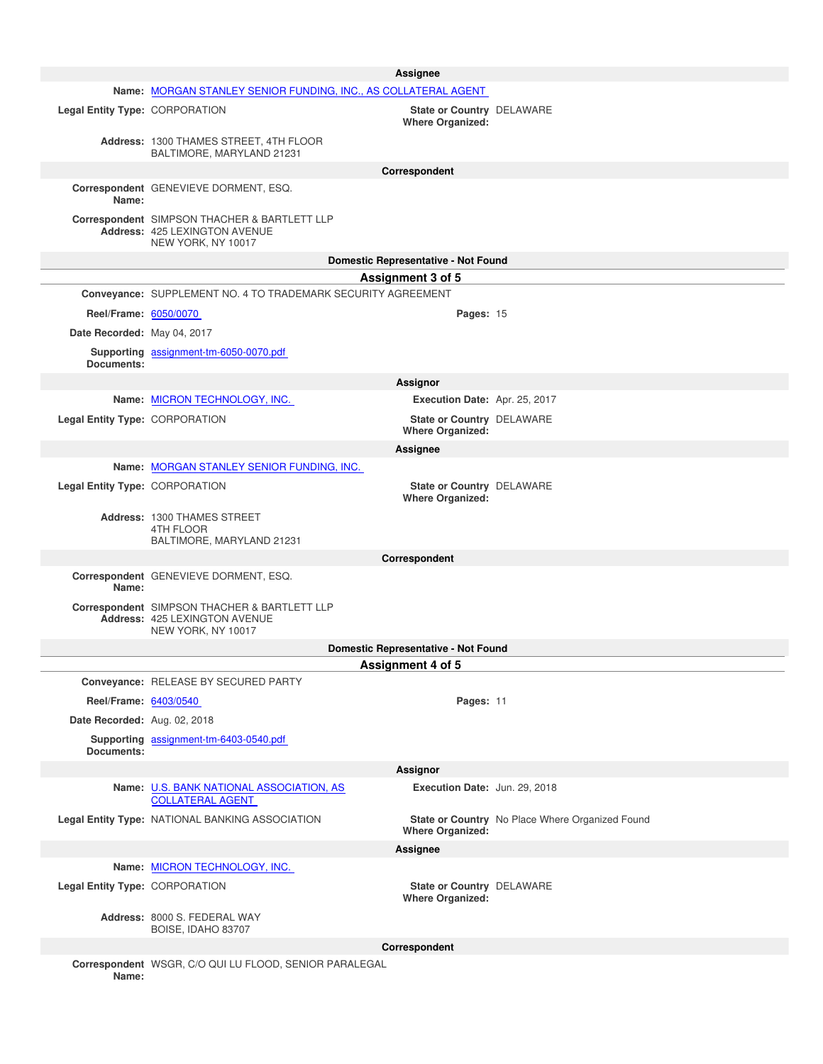### Assignee

**Name:** MORGAN STANLEY SENIOR FUNDING, INC., AS COLLATERAL AGENT

**Legal Entity Type:** CORPORATION

**State or Country Where Organized:** DELAWARE

**Address:** 1300 THAMES STREET, 4TH FLOOR
BALTIMORE, MARYLAND 21231

### Correspondent

**Correspondent Name:** GENEVIEVE DORMENT, ESQ.

**Correspondent Address:** SIMPSON THACHER & BARTLETT LLP
425 LEXINGTON AVENUE
NEW YORK, NY 10017

### Domestic Representative - Not Found

## Assignment 3 of 5

**Conveyance:** SUPPLEMENT NO. 4 TO TRADEMARK SECURITY AGREEMENT

**Reel/Frame:** 6050/0070

**Pages:** 15

**Date Recorded:** May 04, 2017

**Supporting Documents:** assignment-tm-6050-0070.pdf

### Assignor

**Name:** MICRON TECHNOLOGY, INC.

**Execution Date:** Apr. 25, 2017

**Legal Entity Type:** CORPORATION

**State or Country Where Organized:** DELAWARE

### Assignee

**Name:** MORGAN STANLEY SENIOR FUNDING, INC.

**Legal Entity Type:** CORPORATION

**State or Country Where Organized:** DELAWARE

**Address:** 1300 THAMES STREET
4TH FLOOR
BALTIMORE, MARYLAND 21231

### Correspondent

**Correspondent Name:** GENEVIEVE DORMENT, ESQ.

**Correspondent Address:** SIMPSON THACHER & BARTLETT LLP
425 LEXINGTON AVENUE
NEW YORK, NY 10017

### Domestic Representative - Not Found

## Assignment 4 of 5

**Conveyance:** RELEASE BY SECURED PARTY

**Reel/Frame:** 6403/0540

**Pages:** 11

**Date Recorded:** Aug. 02, 2018

**Supporting Documents:** assignment-tm-6403-0540.pdf

### Assignor

**Name:** U.S. BANK NATIONAL ASSOCIATION, AS COLLATERAL AGENT

**Execution Date:** Jun. 29, 2018

**Legal Entity Type:** NATIONAL BANKING ASSOCIATION

**State or Country Where Organized:** No Place Where Organized Found

### Assignee

**Name:** MICRON TECHNOLOGY, INC.

**Legal Entity Type:** CORPORATION

**State or Country Where Organized:** DELAWARE

**Address:** 8000 S. FEDERAL WAY
BOISE, IDAHO 83707

### Correspondent

**Correspondent Name:** WSGR, C/O QUI LU FLOOD, SENIOR PARALEGAL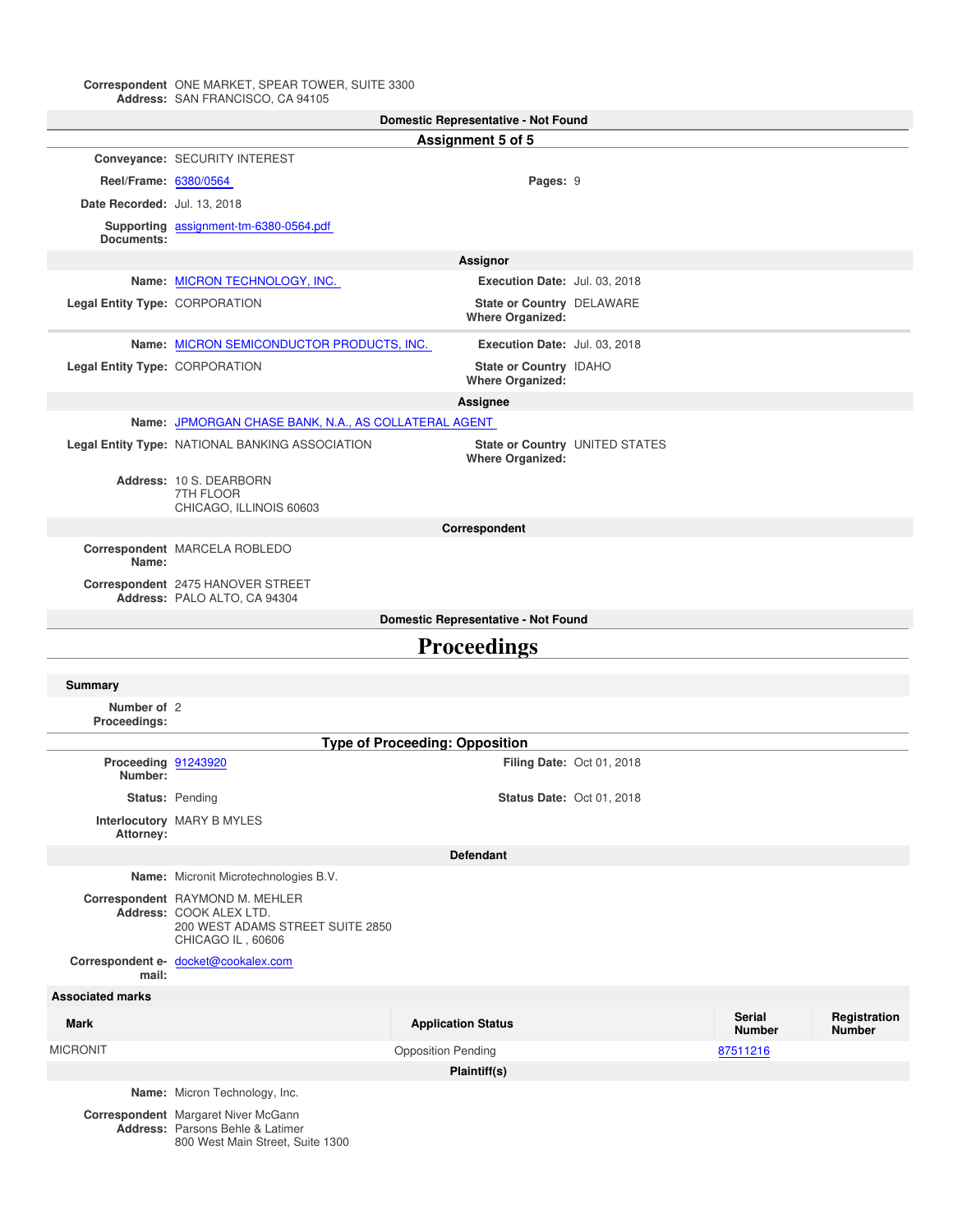**Correspondent Address:** ONE MARKET, SPEAR TOWER, SUITE 3300
SAN FRANCISCO, CA 94105

**Domestic Representative - Not Found**

## Assignment 5 of 5

**Conveyance:** SECURITY INTEREST

**Reel/Frame:** 6380/0564 **Pages:** 9

**Date Recorded:** Jul. 13, 2018

**Supporting Documents:** assignment-tm-6380-0564.pdf

**Assignor**

**Name:** MICRON TECHNOLOGY, INC. **Execution Date:** Jul. 03, 2018

**Legal Entity Type:** CORPORATION **State or Country Where Organized:** DELAWARE

**Name:** MICRON SEMICONDUCTOR PRODUCTS, INC. **Execution Date:** Jul. 03, 2018

**Legal Entity Type:** CORPORATION **State or Country Where Organized:** IDAHO

**Assignee**

**Name:** JPMORGAN CHASE BANK, N.A., AS COLLATERAL AGENT

**Legal Entity Type:** NATIONAL BANKING ASSOCIATION **State or Country Where Organized:** UNITED STATES

**Address:** 10 S. DEARBORN
7TH FLOOR
CHICAGO, ILLINOIS 60603

**Correspondent**

**Correspondent Name:** MARCELA ROBLEDO

**Correspondent Address:** 2475 HANOVER STREET
PALO ALTO, CA 94304

**Domestic Representative - Not Found**

# Proceedings

**Summary**

**Number of Proceedings:** 2

### Type of Proceeding: Opposition

**Proceeding Number:** 91243920 **Filing Date:** Oct 01, 2018

**Status:** Pending **Status Date:** Oct 01, 2018

**Interlocutory Attorney:** MARY B MYLES

**Defendant**

**Name:** Micronit Microtechnologies B.V.

**Correspondent Address:** RAYMOND M. MEHLER
COOK ALEX LTD.
200 WEST ADAMS STREET SUITE 2850
CHICAGO IL , 60606

**Correspondent e-mail:** docket@cookalex.com

**Associated marks**

| Mark | Application Status | Serial Number | Registration Number |
|---|---|---|---|
| MICRONIT | Opposition Pending | 87511216 | |

**Plaintiff(s)**

**Name:** Micron Technology, Inc.

**Correspondent Address:** Margaret Niver McGann
Parsons Behle & Latimer
800 West Main Street, Suite 1300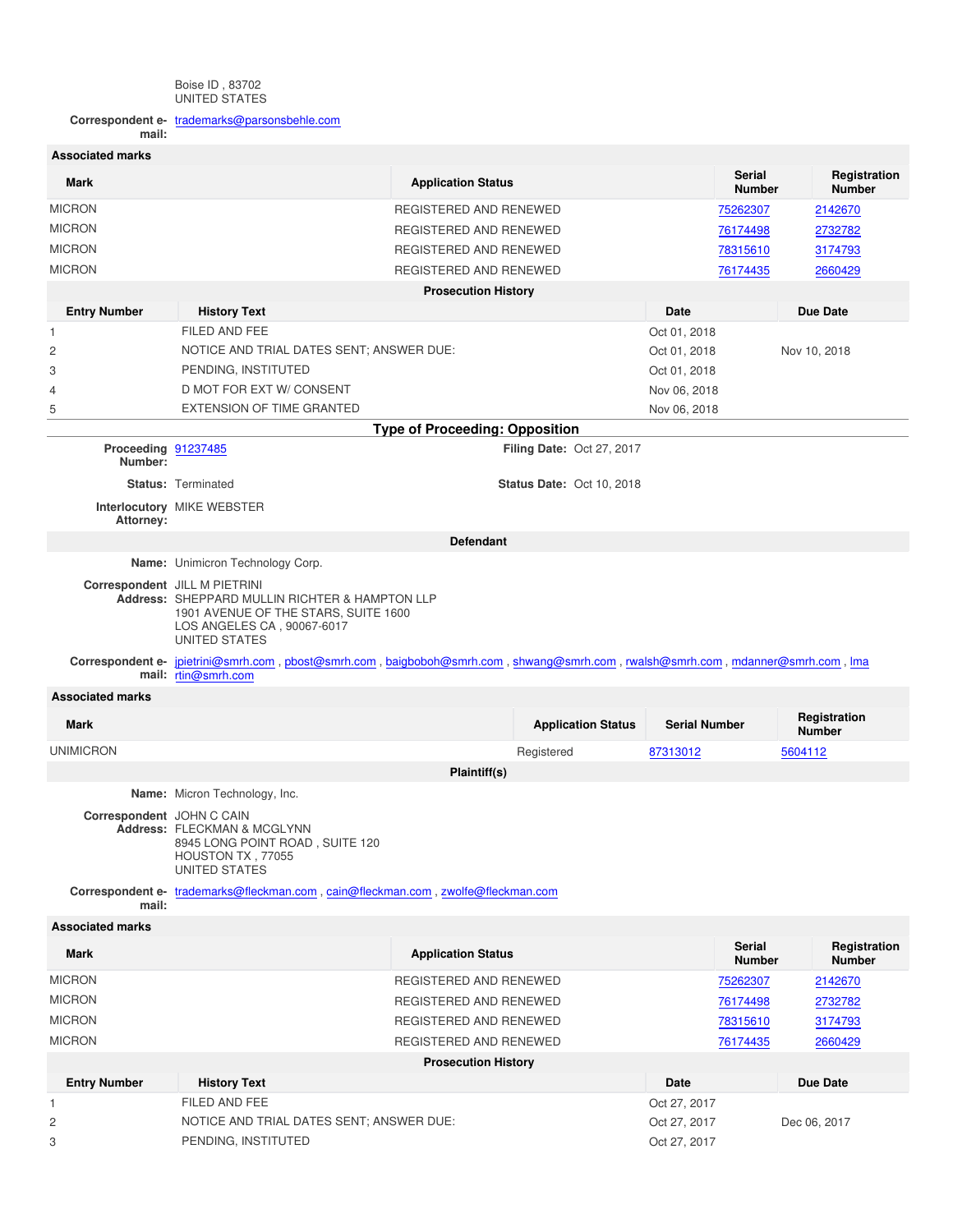Boise ID , 83702
UNITED STATES

**Correspondent e-mail:** trademarks@parsonsbehle.com

**Associated marks**

| Mark | Application Status | Serial Number | Registration Number |
|---|---|---|---|
| MICRON | REGISTERED AND RENEWED | 75262307 | 2142670 |
| MICRON | REGISTERED AND RENEWED | 76174498 | 2732782 |
| MICRON | REGISTERED AND RENEWED | 78315610 | 3174793 |
| MICRON | REGISTERED AND RENEWED | 76174435 | 2660429 |

**Prosecution History**

| Entry Number | History Text | Date | Due Date |
|---|---|---|---|
| 1 | FILED AND FEE | Oct 01, 2018 | |
| 2 | NOTICE AND TRIAL DATES SENT; ANSWER DUE: | Oct 01, 2018 | Nov 10, 2018 |
| 3 | PENDING, INSTITUTED | Oct 01, 2018 | |
| 4 | D MOT FOR EXT W/ CONSENT | Nov 06, 2018 | |
| 5 | EXTENSION OF TIME GRANTED | Nov 06, 2018 | |

## Type of Proceeding: Opposition

**Proceeding Number:** 91237485

**Filing Date:** Oct 27, 2017

**Status:** Terminated

**Status Date:** Oct 10, 2018

**Interlocutory Attorney:** MIKE WEBSTER

**Defendant**

**Name:** Unimicron Technology Corp.

**Correspondent Address:** JILL M PIETRINI
SHEPPARD MULLIN RICHTER & HAMPTON LLP
1901 AVENUE OF THE STARS, SUITE 1600
LOS ANGELES CA , 90067-6017
UNITED STATES

**Correspondent e-mail:** jpietrini@smrh.com , pbost@smrh.com , baigboboh@smrh.com , shwang@smrh.com , rwalsh@smrh.com , mdanner@smrh.com , lmartin@smrh.com

**Associated marks**

| Mark | Application Status | Serial Number | Registration Number |
|---|---|---|---|
| UNIMICRON | Registered | 87313012 | 5604112 |

**Plaintiff(s)**

**Name:** Micron Technology, Inc.

**Correspondent Address:** JOHN C CAIN
FLECKMAN & MCGLYNN
8945 LONG POINT ROAD , SUITE 120
HOUSTON TX , 77055
UNITED STATES

**Correspondent e-mail:** trademarks@fleckman.com , cain@fleckman.com , zwolfe@fleckman.com

**Associated marks**

| Mark | Application Status | Serial Number | Registration Number |
|---|---|---|---|
| MICRON | REGISTERED AND RENEWED | 75262307 | 2142670 |
| MICRON | REGISTERED AND RENEWED | 76174498 | 2732782 |
| MICRON | REGISTERED AND RENEWED | 78315610 | 3174793 |
| MICRON | REGISTERED AND RENEWED | 76174435 | 2660429 |

**Prosecution History**

| Entry Number | History Text | Date | Due Date |
|---|---|---|---|
| 1 | FILED AND FEE | Oct 27, 2017 | |
| 2 | NOTICE AND TRIAL DATES SENT; ANSWER DUE: | Oct 27, 2017 | Dec 06, 2017 |
| 3 | PENDING, INSTITUTED | Oct 27, 2017 | |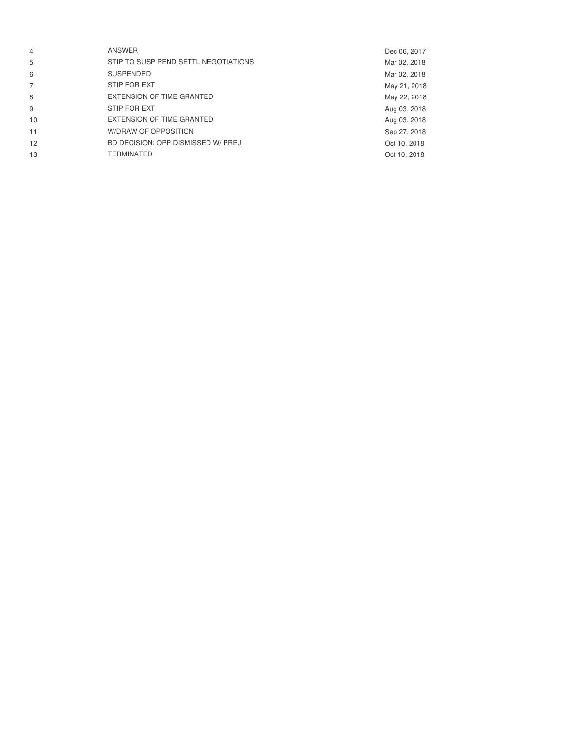| | | |
|---|---|---|
| 4 | ANSWER | Dec 06, 2017 |
| 5 | STIP TO SUSP PEND SETTL NEGOTIATIONS | Mar 02, 2018 |
| 6 | SUSPENDED | Mar 02, 2018 |
| 7 | STIP FOR EXT | May 21, 2018 |
| 8 | EXTENSION OF TIME GRANTED | May 22, 2018 |
| 9 | STIP FOR EXT | Aug 03, 2018 |
| 10 | EXTENSION OF TIME GRANTED | Aug 03, 2018 |
| 11 | W/DRAW OF OPPOSITION | Sep 27, 2018 |
| 12 | BD DECISION: OPP DISMISSED W/ PREJ | Oct 10, 2018 |
| 13 | TERMINATED | Oct 10, 2018 |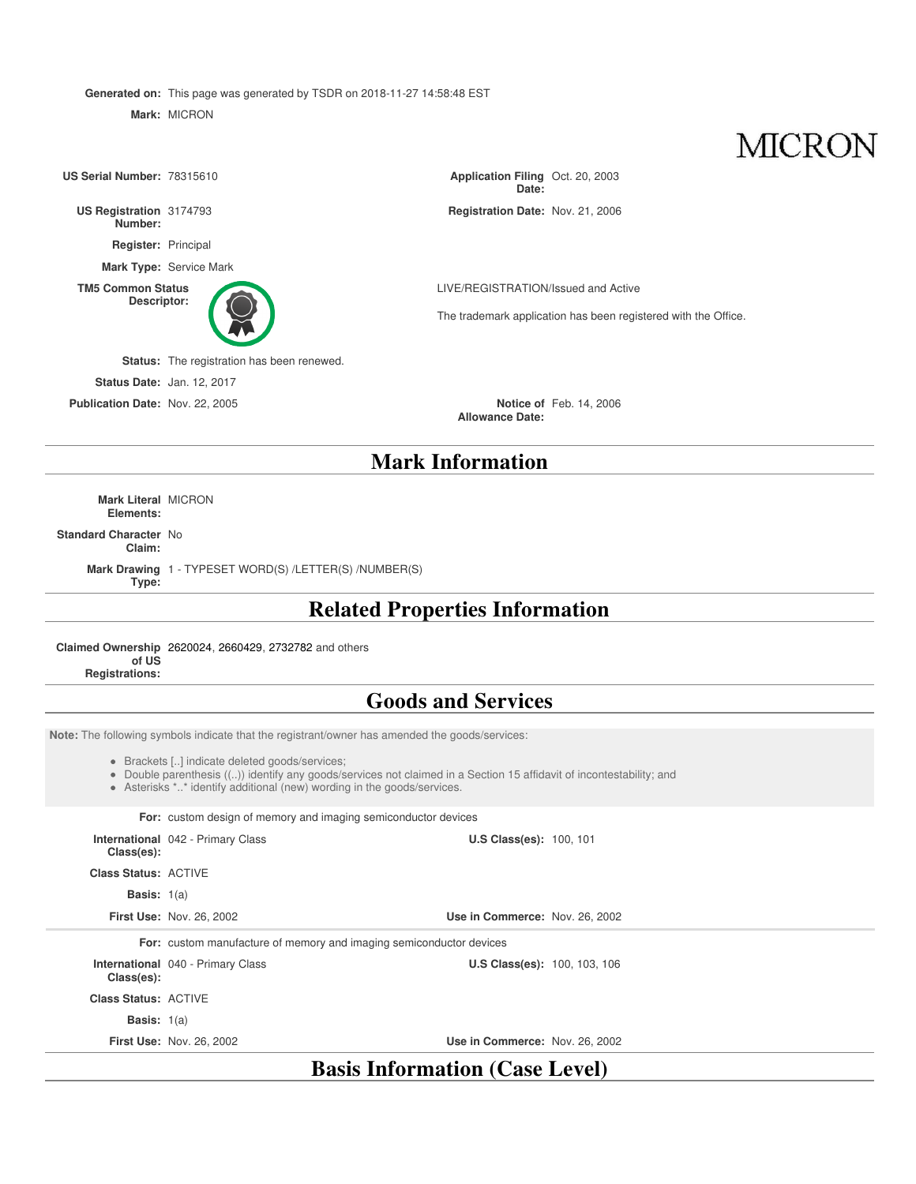**Generated on:** This page was generated by TSDR on 2018-11-27 14:58:48 EST

**Mark:** MICRON

MICRON

**US Serial Number:** 78315610

**Application Filing Date:** Oct. 20, 2003

**US Registration Number:** 3174793

**Registration Date:** Nov. 21, 2006

**Register:** Principal

**Mark Type:** Service Mark

**TM5 Common Status Descriptor:** LIVE/REGISTRATION/Issued and Active

The trademark application has been registered with the Office.

**Status:** The registration has been renewed.

**Status Date:** Jan. 12, 2017

**Publication Date:** Nov. 22, 2005

**Notice of Allowance Date:** Feb. 14, 2006

# Mark Information

**Mark Literal Elements:** MICRON

**Standard Character Claim:** No

**Mark Drawing Type:** 1 - TYPESET WORD(S) /LETTER(S) /NUMBER(S)

# Related Properties Information

**Claimed Ownership of US Registrations:** 2620024, 2660429, 2732782 and others

# Goods and Services

**Note:** The following symbols indicate that the registrant/owner has amended the goods/services:

- Brackets [..] indicate deleted goods/services;
- Double parenthesis ((..)) identify any goods/services not claimed in a Section 15 affidavit of incontestability; and
- Asterisks *..* identify additional (new) wording in the goods/services.

**For:** custom design of memory and imaging semiconductor devices

**International Class(es):** 042 - Primary Class

**U.S Class(es):** 100, 101

**Class Status:** ACTIVE

**Basis:** 1(a)

**First Use:** Nov. 26, 2002

**Use in Commerce:** Nov. 26, 2002

**For:** custom manufacture of memory and imaging semiconductor devices

**International Class(es):** 040 - Primary Class

**U.S Class(es):** 100, 103, 106

**Class Status:** ACTIVE

**Basis:** 1(a)

**First Use:** Nov. 26, 2002

**Use in Commerce:** Nov. 26, 2002

# Basis Information (Case Level)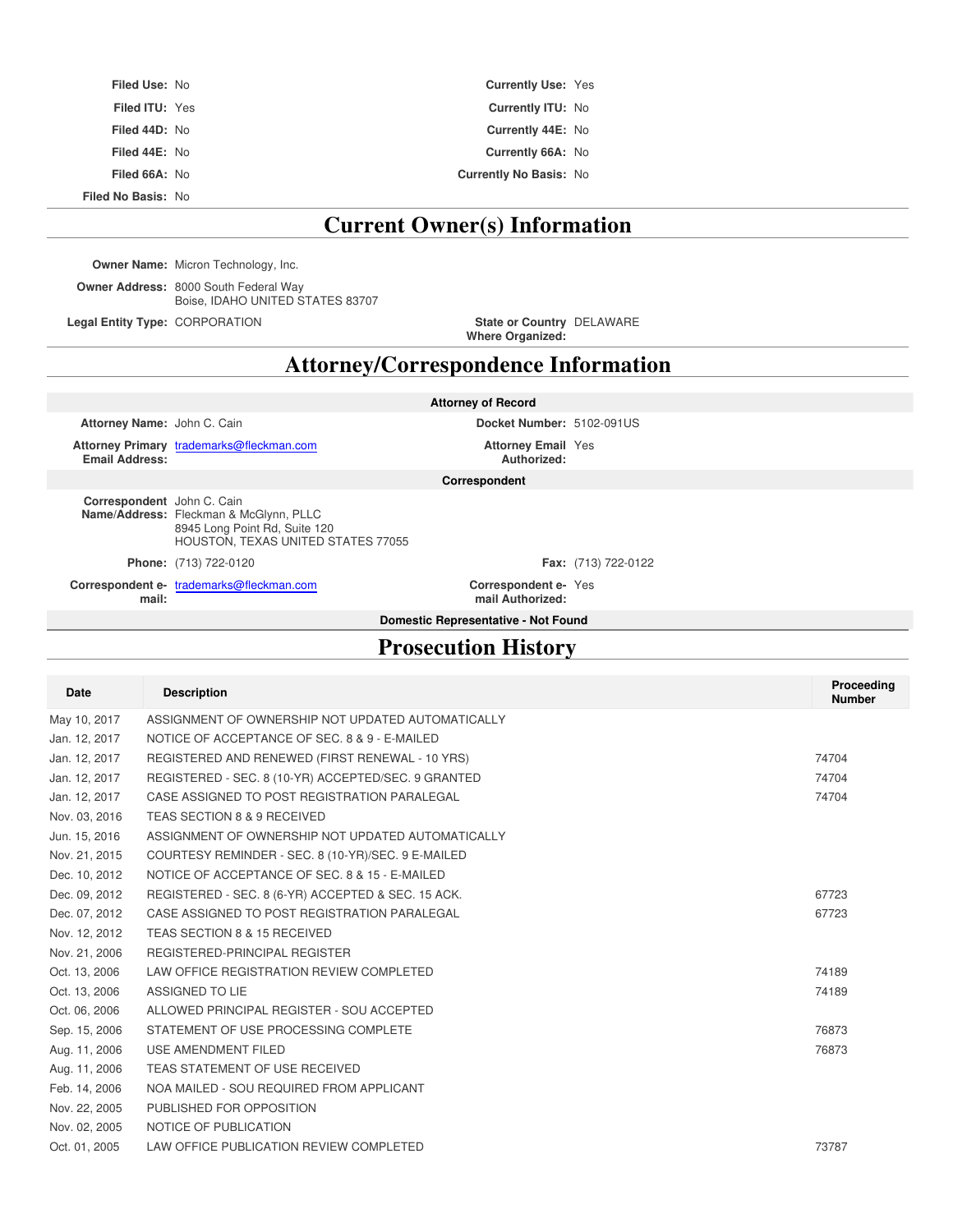| | | | |
|---|---|---|---|
| **Filed Use:** | No | **Currently Use:** | Yes |
| **Filed ITU:** | Yes | **Currently ITU:** | No |
| **Filed 44D:** | No | **Currently 44E:** | No |
| **Filed 44E:** | No | **Currently 66A:** | No |
| **Filed 66A:** | No | **Currently No Basis:** | No |
| **Filed No Basis:** | No | | |

# Current Owner(s) Information

**Owner Name:** Micron Technology, Inc.

**Owner Address:** 8000 South Federal Way
Boise, IDAHO UNITED STATES 83707

**Legal Entity Type:** CORPORATION

**State or Country Where Organized:** DELAWARE

# Attorney/Correspondence Information

**Attorney of Record**

**Attorney Name:** John C. Cain

**Docket Number:** 5102-091US

**Attorney Primary Email Address:** trademarks@fleckman.com

**Attorney Email Authorized:** Yes

**Correspondent**

**Correspondent Name/Address:** John C. Cain
Fleckman & McGlynn, PLLC
8945 Long Point Rd, Suite 120
HOUSTON, TEXAS UNITED STATES 77055

**Phone:** (713) 722-0120

**Fax:** (713) 722-0122

**Correspondent e-mail:** trademarks@fleckman.com

**Correspondent e-mail Authorized:** Yes

**Domestic Representative - Not Found**

# Prosecution History

| Date | Description | Proceeding Number |
|---|---|---|
| May 10, 2017 | ASSIGNMENT OF OWNERSHIP NOT UPDATED AUTOMATICALLY | |
| Jan. 12, 2017 | NOTICE OF ACCEPTANCE OF SEC. 8 & 9 - E-MAILED | |
| Jan. 12, 2017 | REGISTERED AND RENEWED (FIRST RENEWAL - 10 YRS) | 74704 |
| Jan. 12, 2017 | REGISTERED - SEC. 8 (10-YR) ACCEPTED/SEC. 9 GRANTED | 74704 |
| Jan. 12, 2017 | CASE ASSIGNED TO POST REGISTRATION PARALEGAL | 74704 |
| Nov. 03, 2016 | TEAS SECTION 8 & 9 RECEIVED | |
| Jun. 15, 2016 | ASSIGNMENT OF OWNERSHIP NOT UPDATED AUTOMATICALLY | |
| Nov. 21, 2015 | COURTESY REMINDER - SEC. 8 (10-YR)/SEC. 9 E-MAILED | |
| Dec. 10, 2012 | NOTICE OF ACCEPTANCE OF SEC. 8 & 15 - E-MAILED | |
| Dec. 09, 2012 | REGISTERED - SEC. 8 (6-YR) ACCEPTED & SEC. 15 ACK. | 67723 |
| Dec. 07, 2012 | CASE ASSIGNED TO POST REGISTRATION PARALEGAL | 67723 |
| Nov. 12, 2012 | TEAS SECTION 8 & 15 RECEIVED | |
| Nov. 21, 2006 | REGISTERED-PRINCIPAL REGISTER | |
| Oct. 13, 2006 | LAW OFFICE REGISTRATION REVIEW COMPLETED | 74189 |
| Oct. 13, 2006 | ASSIGNED TO LIE | 74189 |
| Oct. 06, 2006 | ALLOWED PRINCIPAL REGISTER - SOU ACCEPTED | |
| Sep. 15, 2006 | STATEMENT OF USE PROCESSING COMPLETE | 76873 |
| Aug. 11, 2006 | USE AMENDMENT FILED | 76873 |
| Aug. 11, 2006 | TEAS STATEMENT OF USE RECEIVED | |
| Feb. 14, 2006 | NOA MAILED - SOU REQUIRED FROM APPLICANT | |
| Nov. 22, 2005 | PUBLISHED FOR OPPOSITION | |
| Nov. 02, 2005 | NOTICE OF PUBLICATION | |
| Oct. 01, 2005 | LAW OFFICE PUBLICATION REVIEW COMPLETED | 73787 |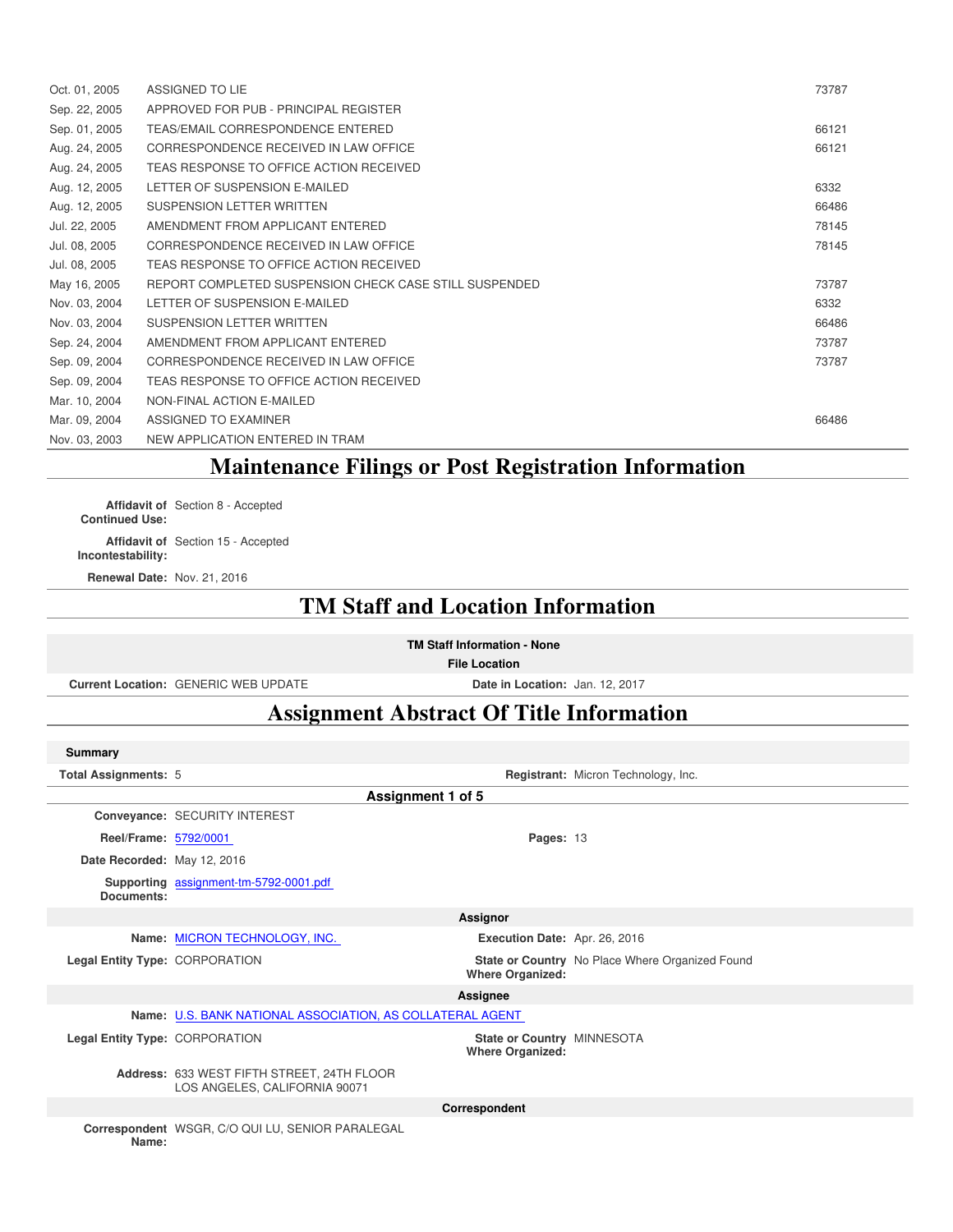| | | |
|---|---|---|
| Oct. 01, 2005 | ASSIGNED TO LIE | 73787 |
| Sep. 22, 2005 | APPROVED FOR PUB - PRINCIPAL REGISTER | |
| Sep. 01, 2005 | TEAS/EMAIL CORRESPONDENCE ENTERED | 66121 |
| Aug. 24, 2005 | CORRESPONDENCE RECEIVED IN LAW OFFICE | 66121 |
| Aug. 24, 2005 | TEAS RESPONSE TO OFFICE ACTION RECEIVED | |
| Aug. 12, 2005 | LETTER OF SUSPENSION E-MAILED | 6332 |
| Aug. 12, 2005 | SUSPENSION LETTER WRITTEN | 66486 |
| Jul. 22, 2005 | AMENDMENT FROM APPLICANT ENTERED | 78145 |
| Jul. 08, 2005 | CORRESPONDENCE RECEIVED IN LAW OFFICE | 78145 |
| Jul. 08, 2005 | TEAS RESPONSE TO OFFICE ACTION RECEIVED | |
| May 16, 2005 | REPORT COMPLETED SUSPENSION CHECK CASE STILL SUSPENDED | 73787 |
| Nov. 03, 2004 | LETTER OF SUSPENSION E-MAILED | 6332 |
| Nov. 03, 2004 | SUSPENSION LETTER WRITTEN | 66486 |
| Sep. 24, 2004 | AMENDMENT FROM APPLICANT ENTERED | 73787 |
| Sep. 09, 2004 | CORRESPONDENCE RECEIVED IN LAW OFFICE | 73787 |
| Sep. 09, 2004 | TEAS RESPONSE TO OFFICE ACTION RECEIVED | |
| Mar. 10, 2004 | NON-FINAL ACTION E-MAILED | |
| Mar. 09, 2004 | ASSIGNED TO EXAMINER | 66486 |
| Nov. 03, 2003 | NEW APPLICATION ENTERED IN TRAM | |

# Maintenance Filings or Post Registration Information

**Affidavit of Continued Use:** Section 8 - Accepted

**Affidavit of Incontestability:** Section 15 - Accepted

**Renewal Date:** Nov. 21, 2016

# TM Staff and Location Information

**TM Staff Information - None**

**File Location**

**Current Location:** GENERIC WEB UPDATE | **Date in Location:** Jan. 12, 2017

# Assignment Abstract Of Title Information

**Summary**

**Total Assignments:** 5 | **Registrant:** Micron Technology, Inc.

**Assignment 1 of 5**

**Conveyance:** SECURITY INTEREST

**Reel/Frame:** 5792/0001 | **Pages:** 13

**Date Recorded:** May 12, 2016

**Supporting Documents:** assignment-tm-5792-0001.pdf

**Assignor**

**Name:** MICRON TECHNOLOGY, INC. | **Execution Date:** Apr. 26, 2016

**Legal Entity Type:** CORPORATION | **State or Country Where Organized:** No Place Where Organized Found

**Assignee**

**Name:** U.S. BANK NATIONAL ASSOCIATION, AS COLLATERAL AGENT

**Legal Entity Type:** CORPORATION | **State or Country Where Organized:** MINNESOTA

**Address:** 633 WEST FIFTH STREET, 24TH FLOOR
LOS ANGELES, CALIFORNIA 90071

**Correspondent**

**Correspondent Name:** WSGR, C/O QUI LU, SENIOR PARALEGAL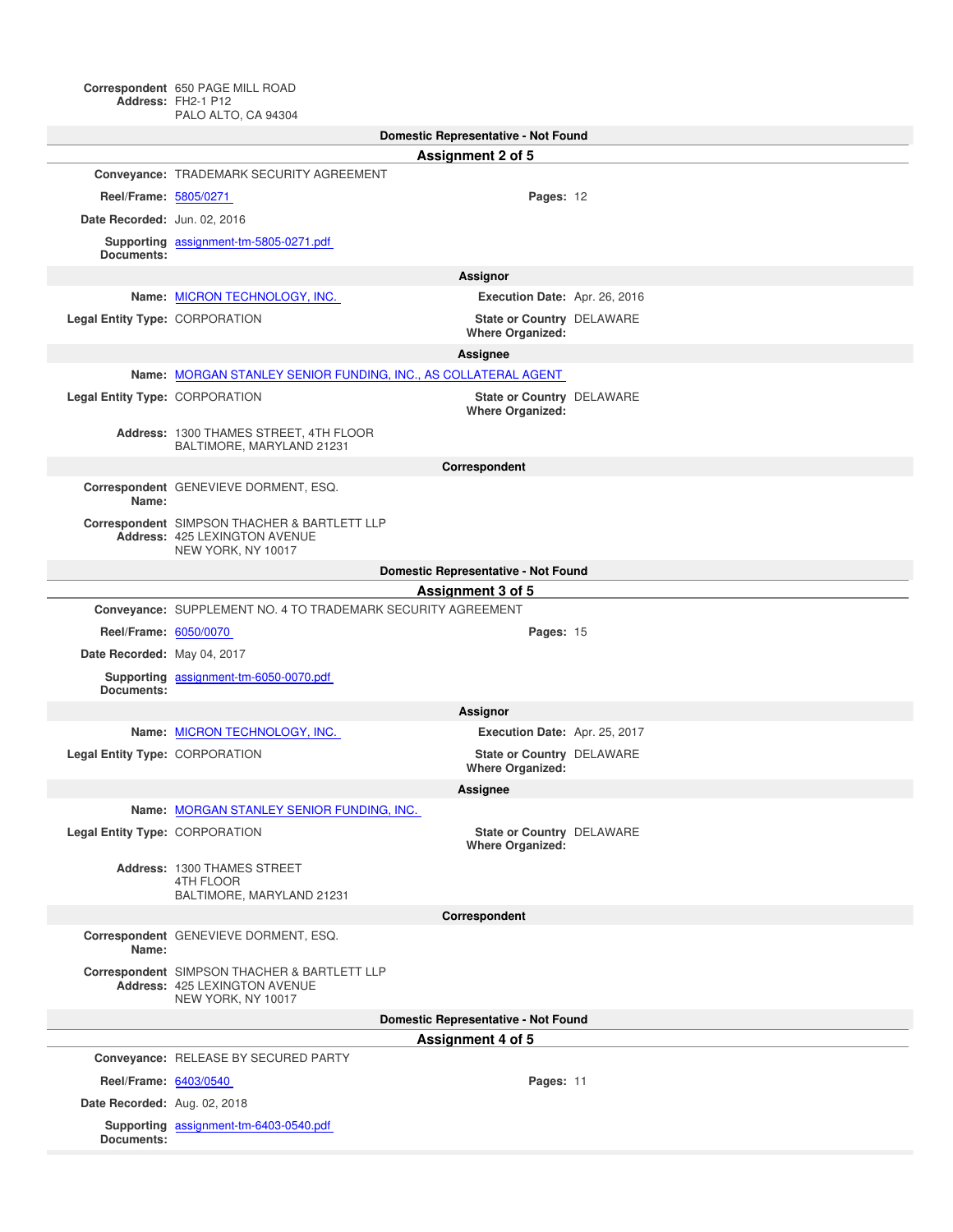**Correspondent Address:** 650 PAGE MILL ROAD
FH2-1 P12
PALO ALTO, CA 94304

**Domestic Representative - Not Found**

## Assignment 2 of 5

**Conveyance:** TRADEMARK SECURITY AGREEMENT

**Reel/Frame:** 5805/0271 **Pages:** 12

**Date Recorded:** Jun. 02, 2016

**Supporting Documents:** assignment-tm-5805-0271.pdf

**Assignor**

**Name:** MICRON TECHNOLOGY, INC. **Execution Date:** Apr. 26, 2016

**Legal Entity Type:** CORPORATION **State or Country Where Organized:** DELAWARE

**Assignee**

**Name:** MORGAN STANLEY SENIOR FUNDING, INC., AS COLLATERAL AGENT

**Legal Entity Type:** CORPORATION **State or Country Where Organized:** DELAWARE

**Address:** 1300 THAMES STREET, 4TH FLOOR
BALTIMORE, MARYLAND 21231

**Correspondent**

**Correspondent Name:** GENEVIEVE DORMENT, ESQ.

**Correspondent Address:** SIMPSON THACHER & BARTLETT LLP
425 LEXINGTON AVENUE
NEW YORK, NY 10017

**Domestic Representative - Not Found**

## Assignment 3 of 5

**Conveyance:** SUPPLEMENT NO. 4 TO TRADEMARK SECURITY AGREEMENT

**Reel/Frame:** 6050/0070 **Pages:** 15

**Date Recorded:** May 04, 2017

**Supporting Documents:** assignment-tm-6050-0070.pdf

**Assignor**

**Name:** MICRON TECHNOLOGY, INC. **Execution Date:** Apr. 25, 2017

**Legal Entity Type:** CORPORATION **State or Country Where Organized:** DELAWARE

**Assignee**

**Name:** MORGAN STANLEY SENIOR FUNDING, INC.

**Legal Entity Type:** CORPORATION **State or Country Where Organized:** DELAWARE

**Address:** 1300 THAMES STREET
4TH FLOOR
BALTIMORE, MARYLAND 21231

**Correspondent**

**Correspondent Name:** GENEVIEVE DORMENT, ESQ.

**Correspondent Address:** SIMPSON THACHER & BARTLETT LLP
425 LEXINGTON AVENUE
NEW YORK, NY 10017

**Domestic Representative - Not Found**

## Assignment 4 of 5

**Conveyance:** RELEASE BY SECURED PARTY

**Reel/Frame:** 6403/0540 **Pages:** 11

**Date Recorded:** Aug. 02, 2018

**Supporting Documents:** assignment-tm-6403-0540.pdf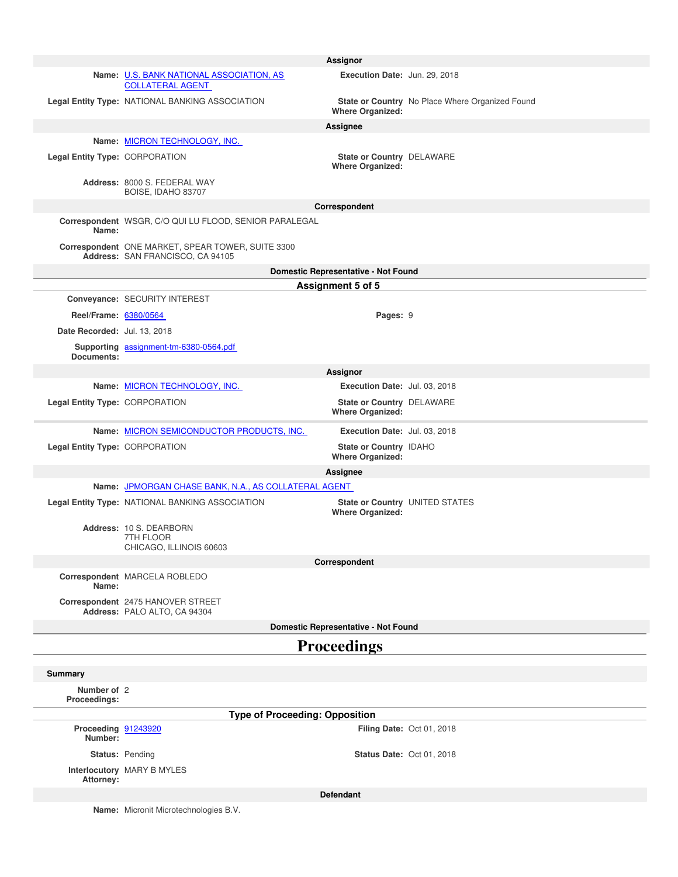**Assignor**

| | | | |
|---|---|---|---|
| **Name:** | U.S. BANK NATIONAL ASSOCIATION, AS COLLATERAL AGENT | **Execution Date:** | Jun. 29, 2018 |
| **Legal Entity Type:** | NATIONAL BANKING ASSOCIATION | **State or Country Where Organized:** | No Place Where Organized Found |

**Assignee**

| | | | |
|---|---|---|---|
| **Name:** | MICRON TECHNOLOGY, INC. | | |
| **Legal Entity Type:** | CORPORATION | **State or Country Where Organized:** | DELAWARE |
| **Address:** | 8000 S. FEDERAL WAY<br>BOISE, IDAHO 83707 | | |

**Correspondent**

| | |
|---|---|
| **Correspondent Name:** | WSGR, C/O QUI LU FLOOD, SENIOR PARALEGAL |
| **Correspondent Address:** | ONE MARKET, SPEAR TOWER, SUITE 3300<br>SAN FRANCISCO, CA 94105 |

**Domestic Representative - Not Found**

## Assignment 5 of 5

| | | | |
|---|---|---|---|
| **Conveyance:** | SECURITY INTEREST | | |
| **Reel/Frame:** | 6380/0564 | **Pages:** | 9 |
| **Date Recorded:** | Jul. 13, 2018 | | |
| **Supporting Documents:** | assignment-tm-6380-0564.pdf | | |

**Assignor**

| | | | |
|---|---|---|---|
| **Name:** | MICRON TECHNOLOGY, INC. | **Execution Date:** | Jul. 03, 2018 |
| **Legal Entity Type:** | CORPORATION | **State or Country Where Organized:** | DELAWARE |
| **Name:** | MICRON SEMICONDUCTOR PRODUCTS, INC. | **Execution Date:** | Jul. 03, 2018 |
| **Legal Entity Type:** | CORPORATION | **State or Country Where Organized:** | IDAHO |

**Assignee**

| | | | |
|---|---|---|---|
| **Name:** | JPMORGAN CHASE BANK, N.A., AS COLLATERAL AGENT | | |
| **Legal Entity Type:** | NATIONAL BANKING ASSOCIATION | **State or Country Where Organized:** | UNITED STATES |
| **Address:** | 10 S. DEARBORN<br>7TH FLOOR<br>CHICAGO, ILLINOIS 60603 | | |

**Correspondent**

| | |
|---|---|
| **Correspondent Name:** | MARCELA ROBLEDO |
| **Correspondent Address:** | 2475 HANOVER STREET<br>PALO ALTO, CA 94304 |

**Domestic Representative - Not Found**

# Proceedings

**Summary**

**Number of Proceedings:** 2

## Type of Proceeding: Opposition

| | | | |
|---|---|---|---|
| **Proceeding Number:** | 91243920 | **Filing Date:** | Oct 01, 2018 |
| **Status:** | Pending | **Status Date:** | Oct 01, 2018 |
| **Interlocutory Attorney:** | MARY B MYLES | | |

**Defendant**

**Name:** Micronit Microtechnologies B.V.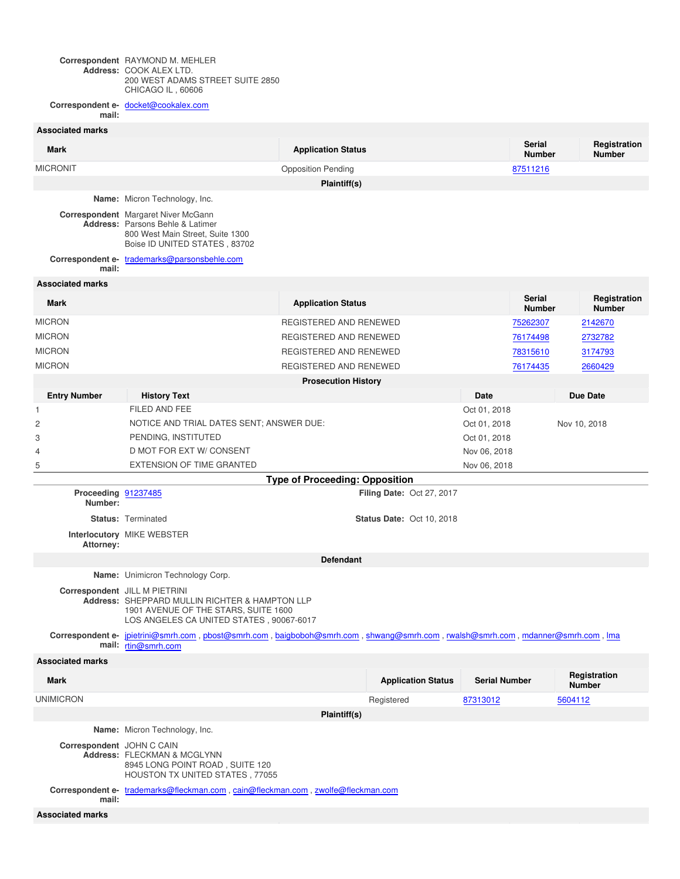**Correspondent Address:** RAYMOND M. MEHLER
COOK ALEX LTD.
200 WEST ADAMS STREET SUITE 2850
CHICAGO IL , 60606

**Correspondent e-mail:** docket@cookalex.com

**Associated marks**

| Mark | Application Status | Serial Number | Registration Number |
|---|---|---|---|
| MICRONIT | Opposition Pending | 87511216 | |

**Plaintiff(s)**

**Name:** Micron Technology, Inc.

**Correspondent Address:** Margaret Niver McGann
Parsons Behle & Latimer
800 West Main Street, Suite 1300
Boise ID UNITED STATES , 83702

**Correspondent e-mail:** trademarks@parsonsbehle.com

**Associated marks**

| Mark | Application Status | Serial Number | Registration Number |
|---|---|---|---|
| MICRON | REGISTERED AND RENEWED | 75262307 | 2142670 |
| MICRON | REGISTERED AND RENEWED | 76174498 | 2732782 |
| MICRON | REGISTERED AND RENEWED | 78315610 | 3174793 |
| MICRON | REGISTERED AND RENEWED | 76174435 | 2660429 |

**Prosecution History**

| Entry Number | History Text | Date | Due Date |
|---|---|---|---|
| 1 | FILED AND FEE | Oct 01, 2018 | |
| 2 | NOTICE AND TRIAL DATES SENT; ANSWER DUE: | Oct 01, 2018 | Nov 10, 2018 |
| 3 | PENDING, INSTITUTED | Oct 01, 2018 | |
| 4 | D MOT FOR EXT W/ CONSENT | Nov 06, 2018 | |
| 5 | EXTENSION OF TIME GRANTED | Nov 06, 2018 | |

## Type of Proceeding: Opposition

**Proceeding Number:** 91237485

**Filing Date:** Oct 27, 2017

**Status:** Terminated

**Status Date:** Oct 10, 2018

**Interlocutory Attorney:** MIKE WEBSTER

**Defendant**

**Name:** Unimicron Technology Corp.

**Correspondent Address:** JILL M PIETRINI
SHEPPARD MULLIN RICHTER & HAMPTON LLP
1901 AVENUE OF THE STARS, SUITE 1600
LOS ANGELES CA UNITED STATES , 90067-6017

**Correspondent e-mail:** jpietrini@smrh.com , pbost@smrh.com , baigboboh@smrh.com , shwang@smrh.com , rwalsh@smrh.com , mdanner@smrh.com , lmartin@smrh.com

**Associated marks**

| Mark | Application Status | Serial Number | Registration Number |
|---|---|---|---|
| UNIMICRON | Registered | 87313012 | 5604112 |

**Plaintiff(s)**

**Name:** Micron Technology, Inc.

**Correspondent Address:** JOHN C CAIN
FLECKMAN & MCGLYNN
8945 LONG POINT ROAD , SUITE 120
HOUSTON TX UNITED STATES , 77055

**Correspondent e-mail:** trademarks@fleckman.com , cain@fleckman.com , zwolfe@fleckman.com

**Associated marks**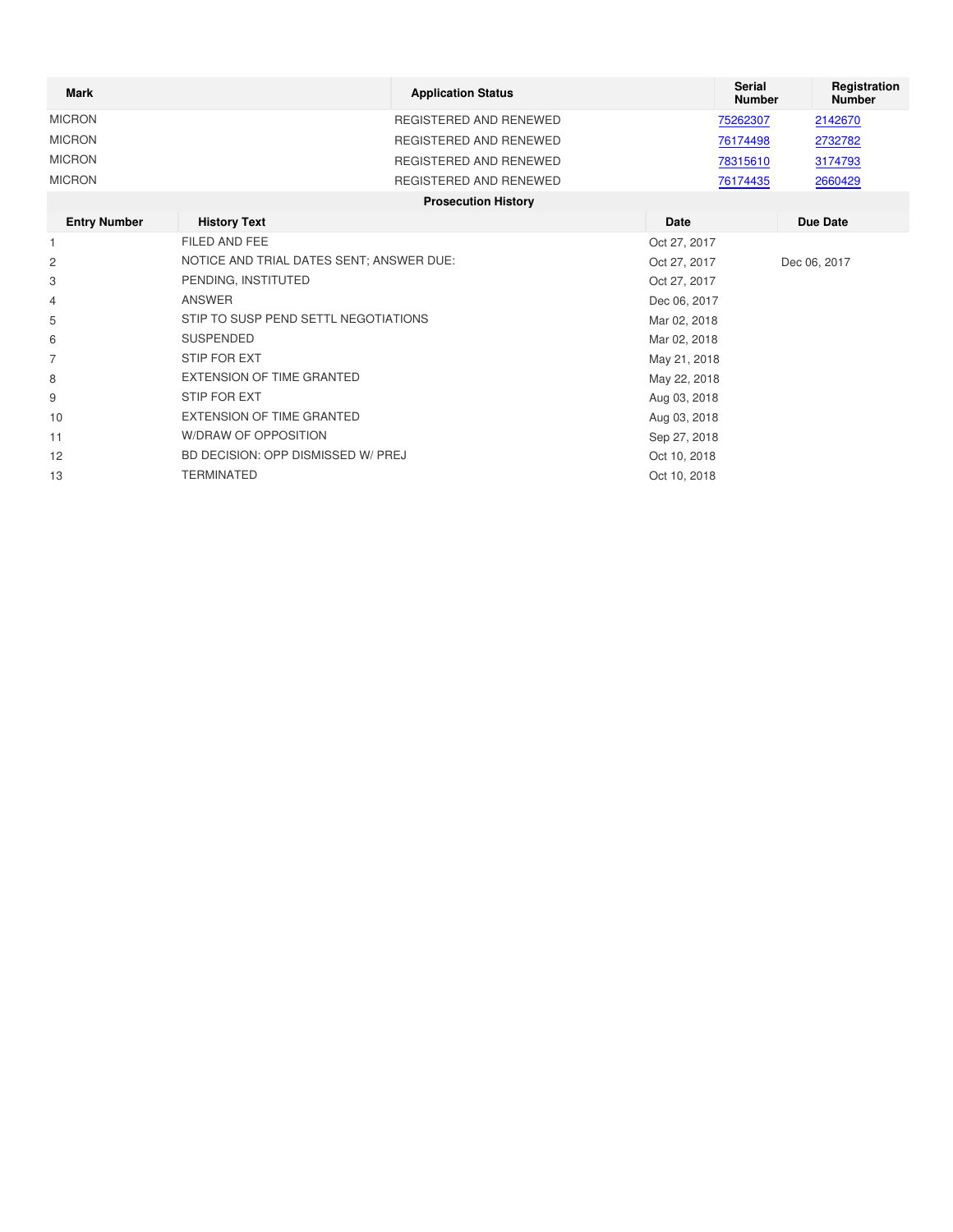| Mark | Application Status | Serial Number | Registration Number |
| --- | --- | --- | --- |
| MICRON | REGISTERED AND RENEWED | 75262307 | 2142670 |
| MICRON | REGISTERED AND RENEWED | 76174498 | 2732782 |
| MICRON | REGISTERED AND RENEWED | 78315610 | 3174793 |
| MICRON | REGISTERED AND RENEWED | 76174435 | 2660429 |

**Prosecution History**

| Entry Number | History Text | Date | Due Date |
| --- | --- | --- | --- |
| 1 | FILED AND FEE | Oct 27, 2017 | |
| 2 | NOTICE AND TRIAL DATES SENT; ANSWER DUE: | Oct 27, 2017 | Dec 06, 2017 |
| 3 | PENDING, INSTITUTED | Oct 27, 2017 | |
| 4 | ANSWER | Dec 06, 2017 | |
| 5 | STIP TO SUSP PEND SETTL NEGOTIATIONS | Mar 02, 2018 | |
| 6 | SUSPENDED | Mar 02, 2018 | |
| 7 | STIP FOR EXT | May 21, 2018 | |
| 8 | EXTENSION OF TIME GRANTED | May 22, 2018 | |
| 9 | STIP FOR EXT | Aug 03, 2018 | |
| 10 | EXTENSION OF TIME GRANTED | Aug 03, 2018 | |
| 11 | W/DRAW OF OPPOSITION | Sep 27, 2018 | |
| 12 | BD DECISION: OPP DISMISSED W/ PREJ | Oct 10, 2018 | |
| 13 | TERMINATED | Oct 10, 2018 | |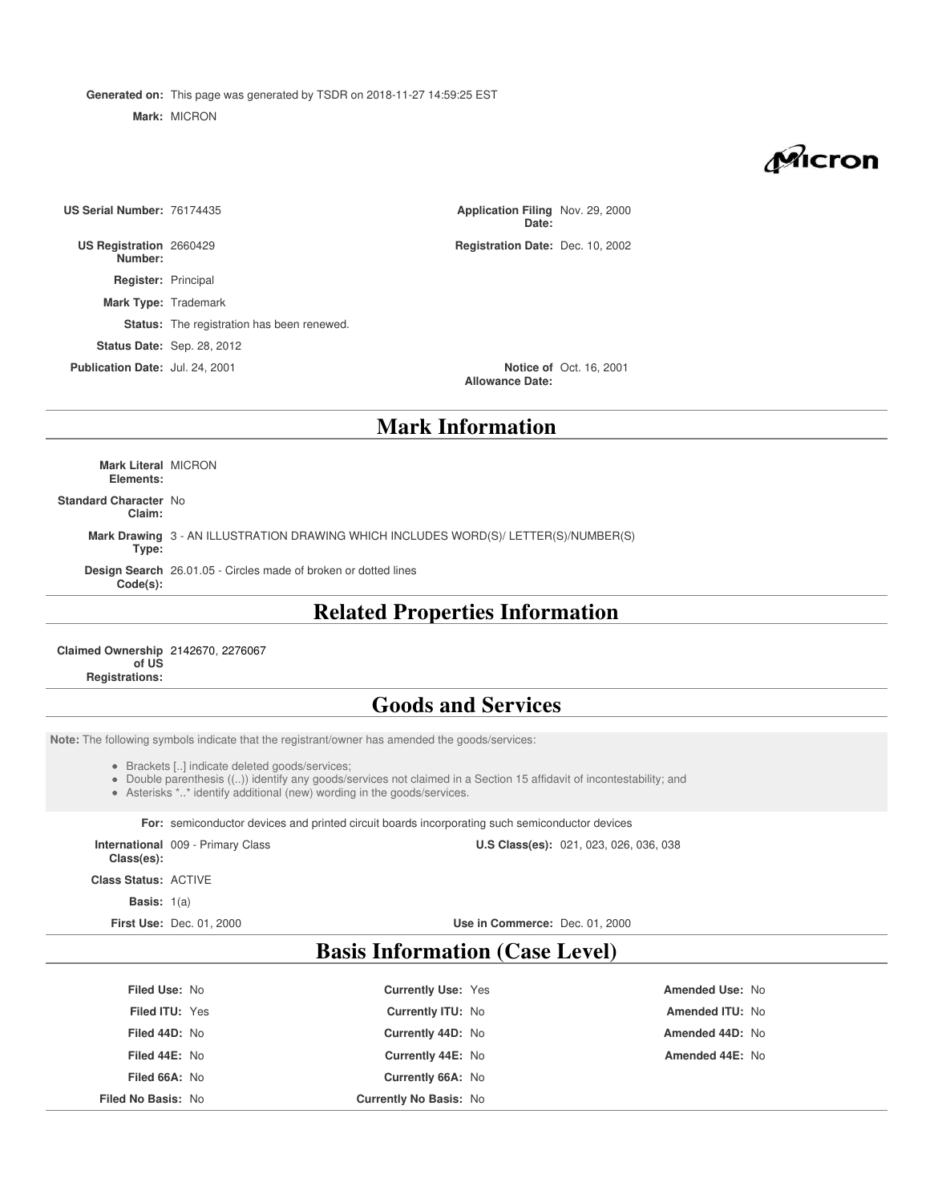**Generated on:** This page was generated by TSDR on 2018-11-27 14:59:25 EST

**Mark:** MICRON

| | | | |
|---|---|---|---|
| **US Serial Number:** | 76174435 | **Application Filing Date:** | Nov. 29, 2000 |
| **US Registration Number:** | 2660429 | **Registration Date:** | Dec. 10, 2002 |
| **Register:** | Principal | | |
| **Mark Type:** | Trademark | | |
| **Status:** | The registration has been renewed. | | |
| **Status Date:** | Sep. 28, 2012 | | |
| **Publication Date:** | Jul. 24, 2001 | **Notice of Allowance Date:** | Oct. 16, 2001 |

## Mark Information

**Mark Literal Elements:** MICRON

**Standard Character Claim:** No

**Mark Drawing Type:** 3 - AN ILLUSTRATION DRAWING WHICH INCLUDES WORD(S)/ LETTER(S)/NUMBER(S)

**Design Search Code(s):** 26.01.05 - Circles made of broken or dotted lines

## Related Properties Information

**Claimed Ownership of US Registrations:** 2142670, 2276067

## Goods and Services

**Note:** The following symbols indicate that the registrant/owner has amended the goods/services:

- Brackets [..] indicate deleted goods/services;
- Double parenthesis ((..)) identify any goods/services not claimed in a Section 15 affidavit of incontestability; and
- Asterisks *..* identify additional (new) wording in the goods/services.

**For:** semiconductor devices and printed circuit boards incorporating such semiconductor devices

**International Class(es):** 009 - Primary Class

**U.S Class(es):** 021, 023, 026, 036, 038

**Class Status:** ACTIVE

**Basis:** 1(a)

**First Use:** Dec. 01, 2000

**Use in Commerce:** Dec. 01, 2000

## Basis Information (Case Level)

| | | |
|---|---|---|
| **Filed Use:** No | **Currently Use:** Yes | **Amended Use:** No |
| **Filed ITU:** Yes | **Currently ITU:** No | **Amended ITU:** No |
| **Filed 44D:** No | **Currently 44D:** No | **Amended 44D:** No |
| **Filed 44E:** No | **Currently 44E:** No | **Amended 44E:** No |
| **Filed 66A:** No | **Currently 66A:** No | |
| **Filed No Basis:** No | **Currently No Basis:** No | |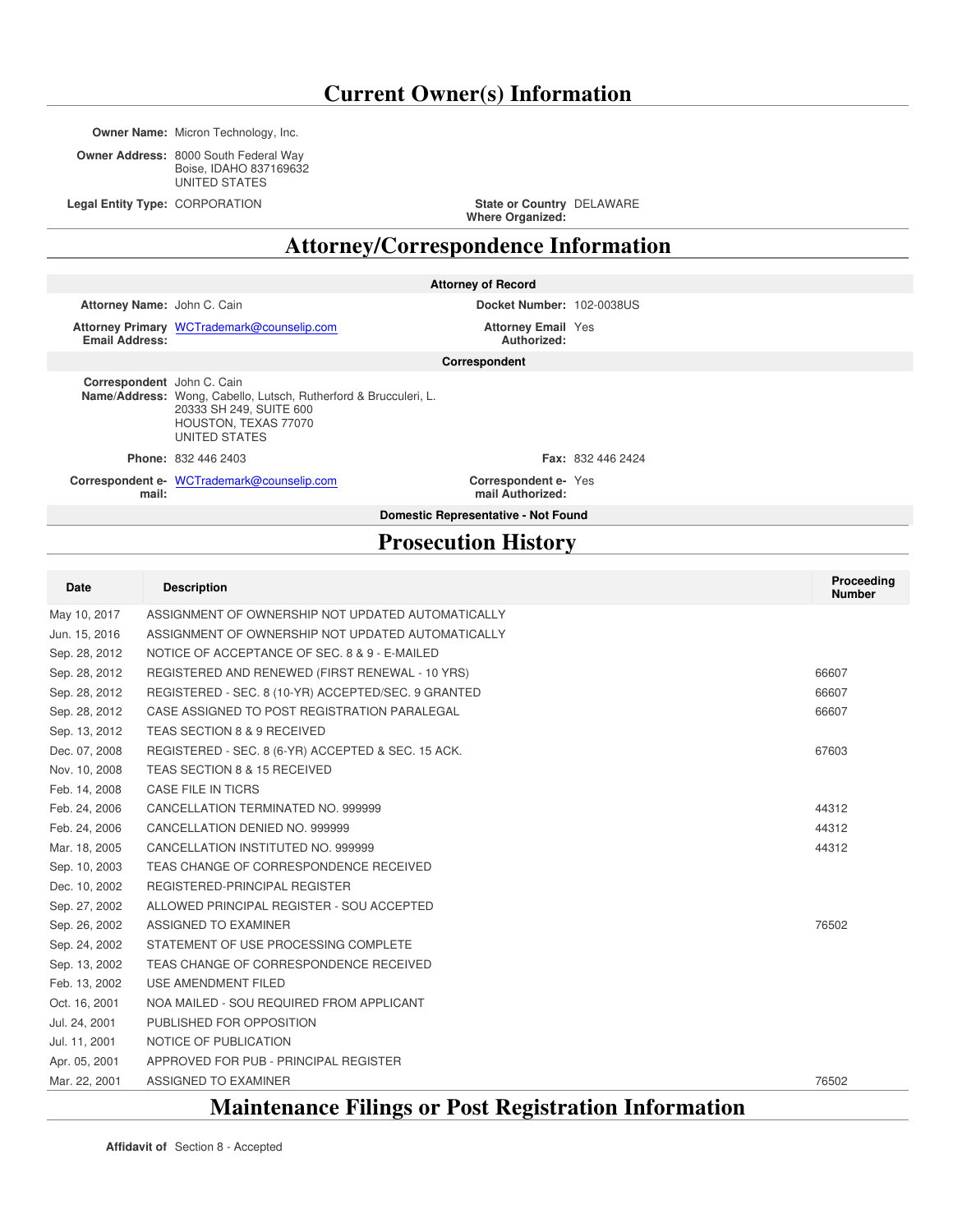# Current Owner(s) Information

**Owner Name:** Micron Technology, Inc.

**Owner Address:** 8000 South Federal Way
Boise, IDAHO 837169632
UNITED STATES

**Legal Entity Type:** CORPORATION

**State or Country Where Organized:** DELAWARE

# Attorney/Correspondence Information

**Attorney of Record**

**Attorney Name:** John C. Cain

**Docket Number:** 102-0038US

**Attorney Primary Email Address:** WCTrademark@counselip.com

**Attorney Email Authorized:** Yes

**Correspondent**

**Correspondent Name/Address:** John C. Cain
Wong, Cabello, Lutsch, Rutherford & Brucculeri, L.
20333 SH 249, SUITE 600
HOUSTON, TEXAS 77070
UNITED STATES

**Phone:** 832 446 2403

**Fax:** 832 446 2424

**Correspondent e-mail:** WCTrademark@counselip.com

**Correspondent e-mail Authorized:** Yes

**Domestic Representative - Not Found**

# Prosecution History

| Date | Description | Proceeding Number |
|---|---|---|
| May 10, 2017 | ASSIGNMENT OF OWNERSHIP NOT UPDATED AUTOMATICALLY | |
| Jun. 15, 2016 | ASSIGNMENT OF OWNERSHIP NOT UPDATED AUTOMATICALLY | |
| Sep. 28, 2012 | NOTICE OF ACCEPTANCE OF SEC. 8 & 9 - E-MAILED | |
| Sep. 28, 2012 | REGISTERED AND RENEWED (FIRST RENEWAL - 10 YRS) | 66607 |
| Sep. 28, 2012 | REGISTERED - SEC. 8 (10-YR) ACCEPTED/SEC. 9 GRANTED | 66607 |
| Sep. 28, 2012 | CASE ASSIGNED TO POST REGISTRATION PARALEGAL | 66607 |
| Sep. 13, 2012 | TEAS SECTION 8 & 9 RECEIVED | |
| Dec. 07, 2008 | REGISTERED - SEC. 8 (6-YR) ACCEPTED & SEC. 15 ACK. | 67603 |
| Nov. 10, 2008 | TEAS SECTION 8 & 15 RECEIVED | |
| Feb. 14, 2008 | CASE FILE IN TICRS | |
| Feb. 24, 2006 | CANCELLATION TERMINATED NO. 999999 | 44312 |
| Feb. 24, 2006 | CANCELLATION DENIED NO. 999999 | 44312 |
| Mar. 18, 2005 | CANCELLATION INSTITUTED NO. 999999 | 44312 |
| Sep. 10, 2003 | TEAS CHANGE OF CORRESPONDENCE RECEIVED | |
| Dec. 10, 2002 | REGISTERED-PRINCIPAL REGISTER | |
| Sep. 27, 2002 | ALLOWED PRINCIPAL REGISTER - SOU ACCEPTED | |
| Sep. 26, 2002 | ASSIGNED TO EXAMINER | 76502 |
| Sep. 24, 2002 | STATEMENT OF USE PROCESSING COMPLETE | |
| Sep. 13, 2002 | TEAS CHANGE OF CORRESPONDENCE RECEIVED | |
| Feb. 13, 2002 | USE AMENDMENT FILED | |
| Oct. 16, 2001 | NOA MAILED - SOU REQUIRED FROM APPLICANT | |
| Jul. 24, 2001 | PUBLISHED FOR OPPOSITION | |
| Jul. 11, 2001 | NOTICE OF PUBLICATION | |
| Apr. 05, 2001 | APPROVED FOR PUB - PRINCIPAL REGISTER | |
| Mar. 22, 2001 | ASSIGNED TO EXAMINER | 76502 |

# Maintenance Filings or Post Registration Information

**Affidavit of** Section 8 - Accepted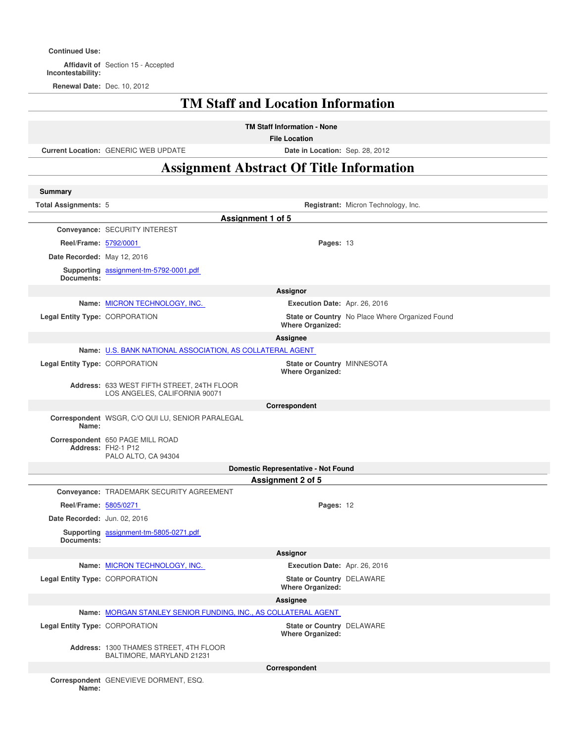**Continued Use:**

**Affidavit of Incontestability:** Section 15 - Accepted

**Renewal Date:** Dec. 10, 2012

## TM Staff and Location Information

**TM Staff Information - None**

**File Location**

**Current Location:** GENERIC WEB UPDATE **Date in Location:** Sep. 28, 2012

## Assignment Abstract Of Title Information

**Summary**

**Total Assignments:** 5 **Registrant:** Micron Technology, Inc.

### Assignment 1 of 5

**Conveyance:** SECURITY INTEREST

**Reel/Frame:** 5792/0001 **Pages:** 13

**Date Recorded:** May 12, 2016

**Supporting Documents:** assignment-tm-5792-0001.pdf

**Assignor**

**Name:** MICRON TECHNOLOGY, INC. **Execution Date:** Apr. 26, 2016

**Legal Entity Type:** CORPORATION **State or Country Where Organized:** No Place Where Organized Found

**Assignee**

**Name:** U.S. BANK NATIONAL ASSOCIATION, AS COLLATERAL AGENT

**Legal Entity Type:** CORPORATION **State or Country Where Organized:** MINNESOTA

**Address:** 633 WEST FIFTH STREET, 24TH FLOOR
LOS ANGELES, CALIFORNIA 90071

**Correspondent**

**Correspondent Name:** WSGR, C/O QUI LU, SENIOR PARALEGAL

**Correspondent Address:** 650 PAGE MILL ROAD
FH2-1 P12
PALO ALTO, CA 94304

**Domestic Representative - Not Found**

### Assignment 2 of 5

**Conveyance:** TRADEMARK SECURITY AGREEMENT

**Reel/Frame:** 5805/0271 **Pages:** 12

**Date Recorded:** Jun. 02, 2016

**Supporting Documents:** assignment-tm-5805-0271.pdf

**Assignor**

**Name:** MICRON TECHNOLOGY, INC. **Execution Date:** Apr. 26, 2016

**Legal Entity Type:** CORPORATION **State or Country Where Organized:** DELAWARE

**Assignee**

**Name:** MORGAN STANLEY SENIOR FUNDING, INC., AS COLLATERAL AGENT

**Legal Entity Type:** CORPORATION **State or Country Where Organized:** DELAWARE

**Address:** 1300 THAMES STREET, 4TH FLOOR
BALTIMORE, MARYLAND 21231

**Correspondent**

**Correspondent Name:** GENEVIEVE DORMENT, ESQ.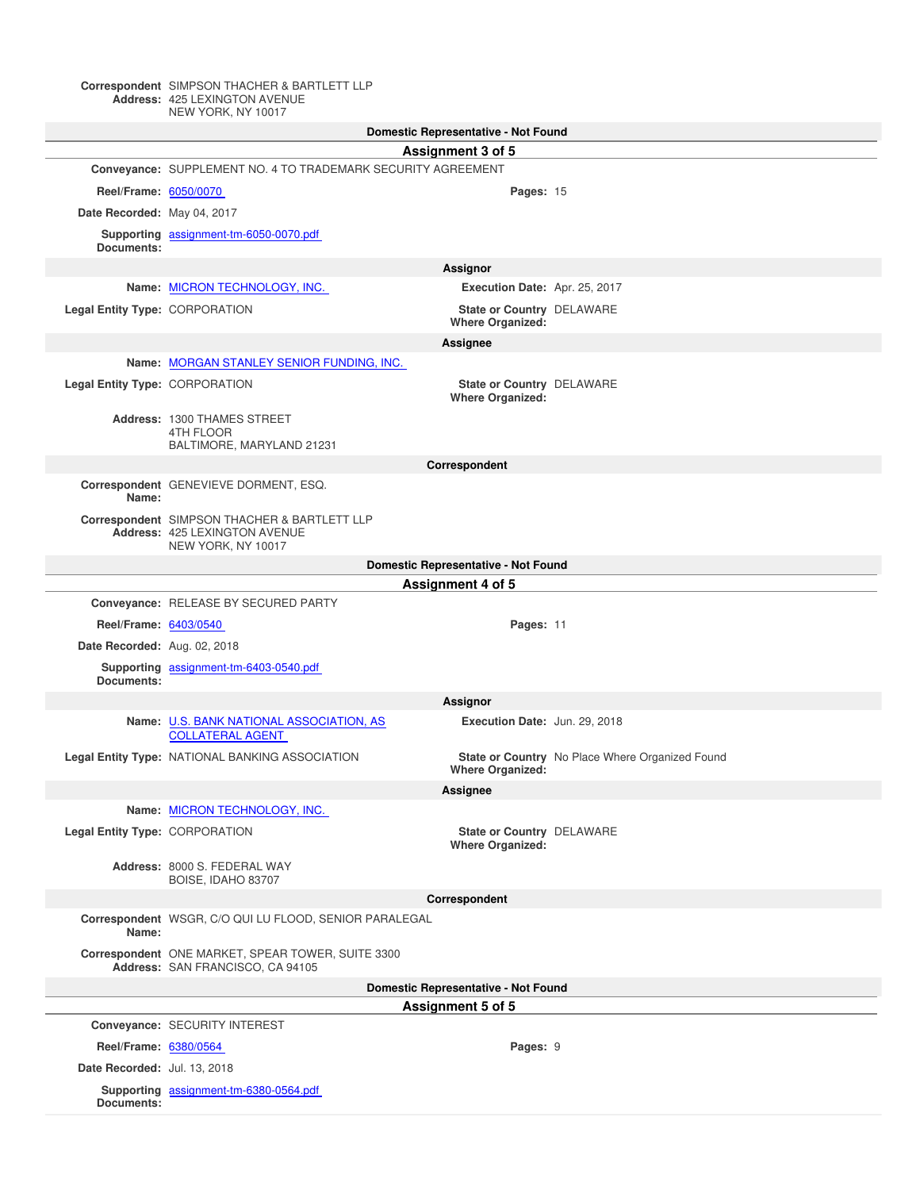**Correspondent Address:** SIMPSON THACHER & BARTLETT LLP
425 LEXINGTON AVENUE
NEW YORK, NY 10017

**Domestic Representative - Not Found**

## Assignment 3 of 5

**Conveyance:** SUPPLEMENT NO. 4 TO TRADEMARK SECURITY AGREEMENT

**Reel/Frame:** 6050/0070 **Pages:** 15

**Date Recorded:** May 04, 2017

**Supporting Documents:** assignment-tm-6050-0070.pdf

**Assignor**

**Name:** MICRON TECHNOLOGY, INC. **Execution Date:** Apr. 25, 2017

**Legal Entity Type:** CORPORATION **State or Country Where Organized:** DELAWARE

**Assignee**

**Name:** MORGAN STANLEY SENIOR FUNDING, INC.

**Legal Entity Type:** CORPORATION **State or Country Where Organized:** DELAWARE

**Address:** 1300 THAMES STREET
4TH FLOOR
BALTIMORE, MARYLAND 21231

**Correspondent**

**Correspondent Name:** GENEVIEVE DORMENT, ESQ.

**Correspondent Address:** SIMPSON THACHER & BARTLETT LLP
425 LEXINGTON AVENUE
NEW YORK, NY 10017

**Domestic Representative - Not Found**

## Assignment 4 of 5

**Conveyance:** RELEASE BY SECURED PARTY

**Reel/Frame:** 6403/0540 **Pages:** 11

**Date Recorded:** Aug. 02, 2018

**Supporting Documents:** assignment-tm-6403-0540.pdf

**Assignor**

**Name:** U.S. BANK NATIONAL ASSOCIATION, AS COLLATERAL AGENT **Execution Date:** Jun. 29, 2018

**Legal Entity Type:** NATIONAL BANKING ASSOCIATION **State or Country Where Organized:** No Place Where Organized Found

**Assignee**

**Name:** MICRON TECHNOLOGY, INC.

**Legal Entity Type:** CORPORATION **State or Country Where Organized:** DELAWARE

**Address:** 8000 S. FEDERAL WAY
BOISE, IDAHO 83707

**Correspondent**

**Correspondent Name:** WSGR, C/O QUI LU FLOOD, SENIOR PARALEGAL

**Correspondent Address:** ONE MARKET, SPEAR TOWER, SUITE 3300
SAN FRANCISCO, CA 94105

**Domestic Representative - Not Found**

## Assignment 5 of 5

**Conveyance:** SECURITY INTEREST

**Reel/Frame:** 6380/0564 **Pages:** 9

**Date Recorded:** Jul. 13, 2018

**Supporting Documents:** assignment-tm-6380-0564.pdf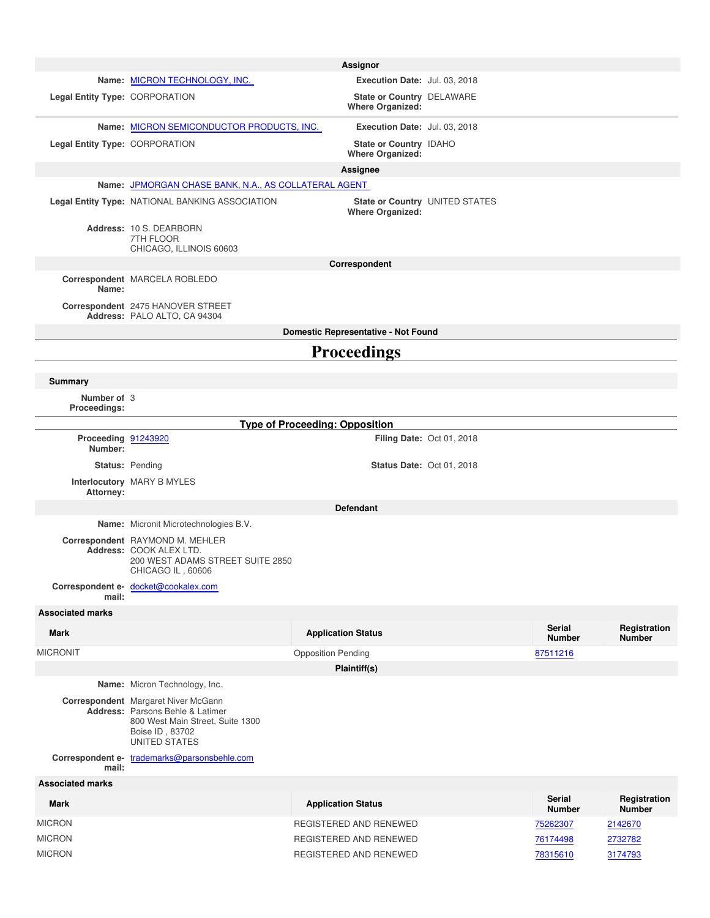**Assignor**

| | | | |
|---|---|---|---|
| **Name:** | MICRON TECHNOLOGY, INC. | **Execution Date:** | Jul. 03, 2018 |
| **Legal Entity Type:** | CORPORATION | **State or Country Where Organized:** | DELAWARE |
| **Name:** | MICRON SEMICONDUCTOR PRODUCTS, INC. | **Execution Date:** | Jul. 03, 2018 |
| **Legal Entity Type:** | CORPORATION | **State or Country Where Organized:** | IDAHO |

**Assignee**

| | | | |
|---|---|---|---|
| **Name:** | JPMORGAN CHASE BANK, N.A., AS COLLATERAL AGENT | | |
| **Legal Entity Type:** | NATIONAL BANKING ASSOCIATION | **State or Country Where Organized:** | UNITED STATES |
| **Address:** | 10 S. DEARBORN<br>7TH FLOOR<br>CHICAGO, ILLINOIS 60603 | | |

**Correspondent**

**Correspondent Name:** MARCELA ROBLEDO

**Correspondent Address:** 2475 HANOVER STREET
PALO ALTO, CA 94304

**Domestic Representative - Not Found**

# Proceedings

**Summary**

**Number of Proceedings:** 3

## Type of Proceeding: Opposition

| | | | |
|---|---|---|---|
| **Proceeding Number:** | 91243920 | **Filing Date:** | Oct 01, 2018 |
| **Status:** | Pending | **Status Date:** | Oct 01, 2018 |
| **Interlocutory Attorney:** | MARY B MYLES | | |

**Defendant**

**Name:** Micronit Microtechnologies B.V.

**Correspondent Address:** RAYMOND M. MEHLER
COOK ALEX LTD.
200 WEST ADAMS STREET SUITE 2850
CHICAGO IL , 60606

**Correspondent e-mail:** docket@cookalex.com

**Associated marks**

| Mark | Application Status | Serial Number | Registration Number |
|---|---|---|---|
| MICRONIT | Opposition Pending | 87511216 | |

**Plaintiff(s)**

**Name:** Micron Technology, Inc.

**Correspondent Address:** Margaret Niver McGann
Parsons Behle & Latimer
800 West Main Street, Suite 1300
Boise ID , 83702
UNITED STATES

**Correspondent e-mail:** trademarks@parsonsbehle.com

**Associated marks**

| Mark | Application Status | Serial Number | Registration Number |
|---|---|---|---|
| MICRON | REGISTERED AND RENEWED | 75262307 | 2142670 |
| MICRON | REGISTERED AND RENEWED | 76174498 | 2732782 |
| MICRON | REGISTERED AND RENEWED | 78315610 | 3174793 |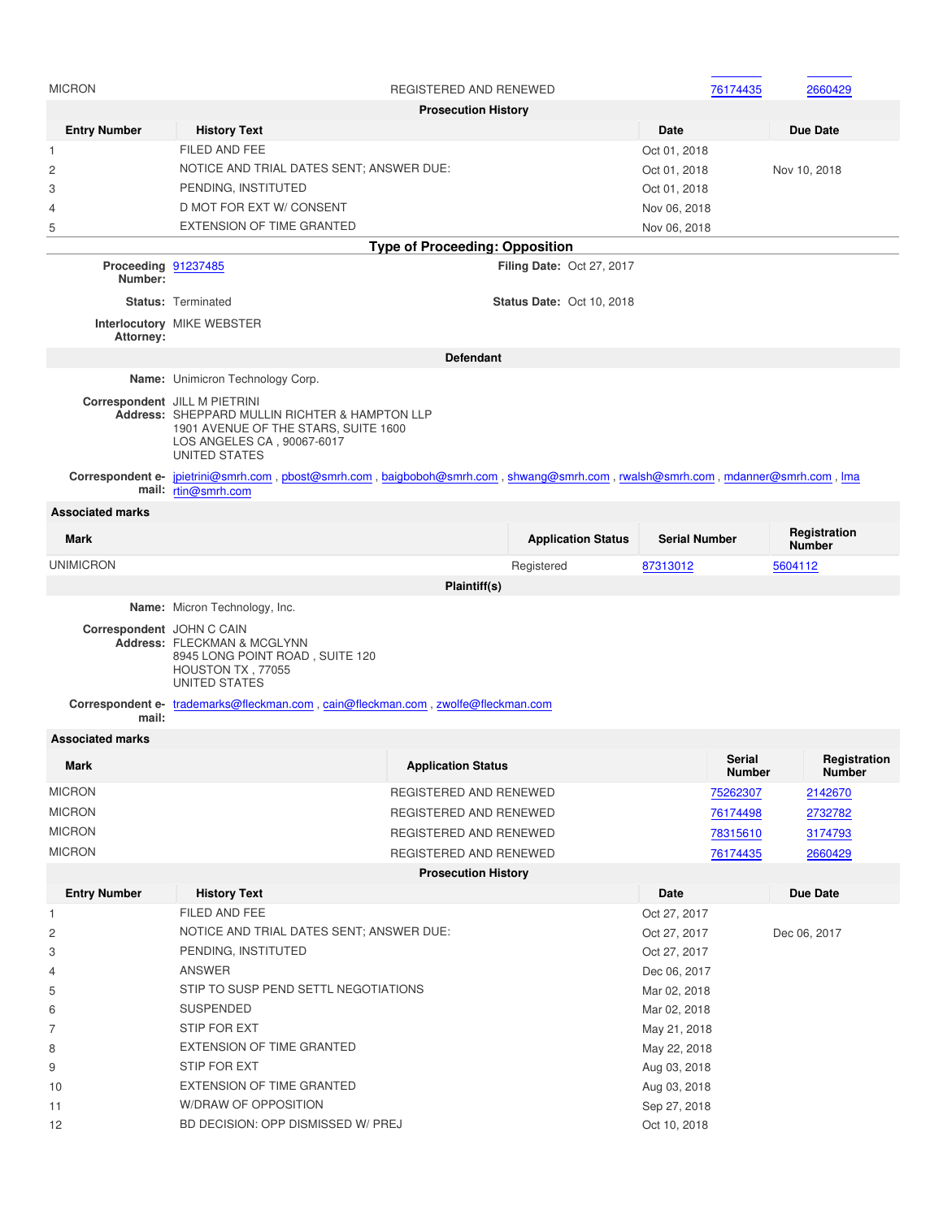| MICRON | REGISTERED AND RENEWED | 76174435 | 2660429 |
|---|---|---|---|

**Prosecution History**

| Entry Number | History Text | Date | Due Date |
|---|---|---|---|
| 1 | FILED AND FEE | Oct 01, 2018 | |
| 2 | NOTICE AND TRIAL DATES SENT; ANSWER DUE: | Oct 01, 2018 | Nov 10, 2018 |
| 3 | PENDING, INSTITUTED | Oct 01, 2018 | |
| 4 | D MOT FOR EXT W/ CONSENT | Nov 06, 2018 | |
| 5 | EXTENSION OF TIME GRANTED | Nov 06, 2018 | |

## Type of Proceeding: Opposition

**Proceeding Number:** 91237485

**Filing Date:** Oct 27, 2017

**Status:** Terminated

**Status Date:** Oct 10, 2018

**Interlocutory Attorney:** MIKE WEBSTER

### Defendant

**Name:** Unimicron Technology Corp.

**Correspondent Address:** JILL M PIETRINI
SHEPPARD MULLIN RICHTER & HAMPTON LLP
1901 AVENUE OF THE STARS, SUITE 1600
LOS ANGELES CA , 90067-6017
UNITED STATES

**Correspondent e-mail:** jpietrini@smrh.com , pbost@smrh.com , baigboboh@smrh.com , shwang@smrh.com , rwalsh@smrh.com , mdanner@smrh.com , lmartin@smrh.com

**Associated marks**

| Mark | Application Status | Serial Number | Registration Number |
|---|---|---|---|
| UNIMICRON | Registered | 87313012 | 5604112 |

### Plaintiff(s)

**Name:** Micron Technology, Inc.

**Correspondent Address:** JOHN C CAIN
FLECKMAN & MCGLYNN
8945 LONG POINT ROAD , SUITE 120
HOUSTON TX , 77055
UNITED STATES

**Correspondent e-mail:** trademarks@fleckman.com , cain@fleckman.com , zwolfe@fleckman.com

**Associated marks**

| Mark | Application Status | Serial Number | Registration Number |
|---|---|---|---|
| MICRON | REGISTERED AND RENEWED | 75262307 | 2142670 |
| MICRON | REGISTERED AND RENEWED | 76174498 | 2732782 |
| MICRON | REGISTERED AND RENEWED | 78315610 | 3174793 |
| MICRON | REGISTERED AND RENEWED | 76174435 | 2660429 |

**Prosecution History**

| Entry Number | History Text | Date | Due Date |
|---|---|---|---|
| 1 | FILED AND FEE | Oct 27, 2017 | |
| 2 | NOTICE AND TRIAL DATES SENT; ANSWER DUE: | Oct 27, 2017 | Dec 06, 2017 |
| 3 | PENDING, INSTITUTED | Oct 27, 2017 | |
| 4 | ANSWER | Dec 06, 2017 | |
| 5 | STIP TO SUSP PEND SETTL NEGOTIATIONS | Mar 02, 2018 | |
| 6 | SUSPENDED | Mar 02, 2018 | |
| 7 | STIP FOR EXT | May 21, 2018 | |
| 8 | EXTENSION OF TIME GRANTED | May 22, 2018 | |
| 9 | STIP FOR EXT | Aug 03, 2018 | |
| 10 | EXTENSION OF TIME GRANTED | Aug 03, 2018 | |
| 11 | W/DRAW OF OPPOSITION | Sep 27, 2018 | |
| 12 | BD DECISION: OPP DISMISSED W/ PREJ | Oct 10, 2018 | |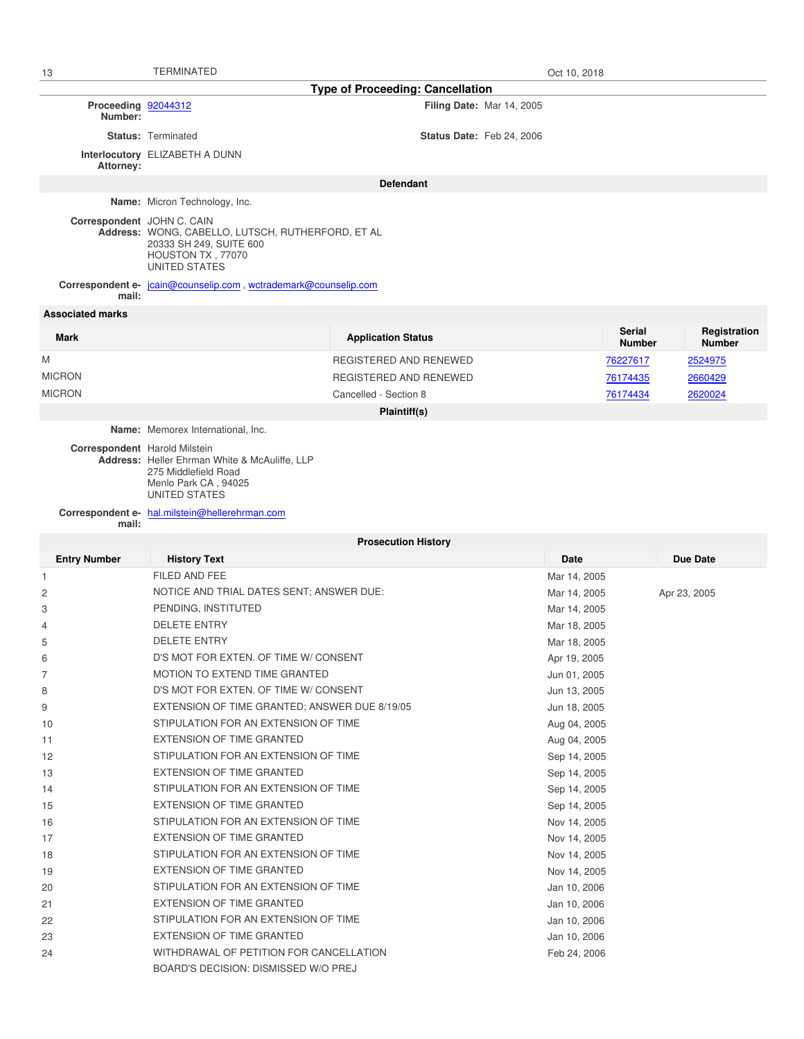| 13 | TERMINATED | Oct 10, 2018 |
|---|---|---|

**Type of Proceeding: Cancellation**

**Proceeding Number:** 92044312

**Filing Date:** Mar 14, 2005

**Status:** Terminated

**Status Date:** Feb 24, 2006

**Interlocutory Attorney:** ELIZABETH A DUNN

**Defendant**

**Name:** Micron Technology, Inc.

**Correspondent Address:** JOHN C. CAIN
WONG, CABELLO, LUTSCH, RUTHERFORD, ET AL
20333 SH 249, SUITE 600
HOUSTON TX , 77070
UNITED STATES

**Correspondent e-mail:** jcain@counselip.com , wctrademark@counselip.com

**Associated marks**

| Mark | Application Status | Serial Number | Registration Number |
|---|---|---|---|
| M | REGISTERED AND RENEWED | 76227617 | 2524975 |
| MICRON | REGISTERED AND RENEWED | 76174435 | 2660429 |
| MICRON | Cancelled - Section 8 | 76174434 | 2620024 |

**Plaintiff(s)**

**Name:** Memorex International, Inc.

**Correspondent Address:** Harold Milstein
Heller Ehrman White & McAuliffe, LLP
275 Middlefield Road
Menlo Park CA , 94025
UNITED STATES

**Correspondent e-mail:** hal.milstein@hellerehrman.com

**Prosecution History**

| Entry Number | History Text | Date | Due Date |
|---|---|---|---|
| 1 | FILED AND FEE | Mar 14, 2005 | |
| 2 | NOTICE AND TRIAL DATES SENT; ANSWER DUE: | Mar 14, 2005 | Apr 23, 2005 |
| 3 | PENDING, INSTITUTED | Mar 14, 2005 | |
| 4 | DELETE ENTRY | Mar 18, 2005 | |
| 5 | DELETE ENTRY | Mar 18, 2005 | |
| 6 | D'S MOT FOR EXTEN. OF TIME W/ CONSENT | Apr 19, 2005 | |
| 7 | MOTION TO EXTEND TIME GRANTED | Jun 01, 2005 | |
| 8 | D'S MOT FOR EXTEN. OF TIME W/ CONSENT | Jun 13, 2005 | |
| 9 | EXTENSION OF TIME GRANTED; ANSWER DUE 8/19/05 | Jun 18, 2005 | |
| 10 | STIPULATION FOR AN EXTENSION OF TIME | Aug 04, 2005 | |
| 11 | EXTENSION OF TIME GRANTED | Aug 04, 2005 | |
| 12 | STIPULATION FOR AN EXTENSION OF TIME | Sep 14, 2005 | |
| 13 | EXTENSION OF TIME GRANTED | Sep 14, 2005 | |
| 14 | STIPULATION FOR AN EXTENSION OF TIME | Sep 14, 2005 | |
| 15 | EXTENSION OF TIME GRANTED | Sep 14, 2005 | |
| 16 | STIPULATION FOR AN EXTENSION OF TIME | Nov 14, 2005 | |
| 17 | EXTENSION OF TIME GRANTED | Nov 14, 2005 | |
| 18 | STIPULATION FOR AN EXTENSION OF TIME | Nov 14, 2005 | |
| 19 | EXTENSION OF TIME GRANTED | Nov 14, 2005 | |
| 20 | STIPULATION FOR AN EXTENSION OF TIME | Jan 10, 2006 | |
| 21 | EXTENSION OF TIME GRANTED | Jan 10, 2006 | |
| 22 | STIPULATION FOR AN EXTENSION OF TIME | Jan 10, 2006 | |
| 23 | EXTENSION OF TIME GRANTED | Jan 10, 2006 | |
| 24 | WITHDRAWAL OF PETITION FOR CANCELLATION<br>BOARD'S DECISION: DISMISSED W/O PREJ | Feb 24, 2006 | |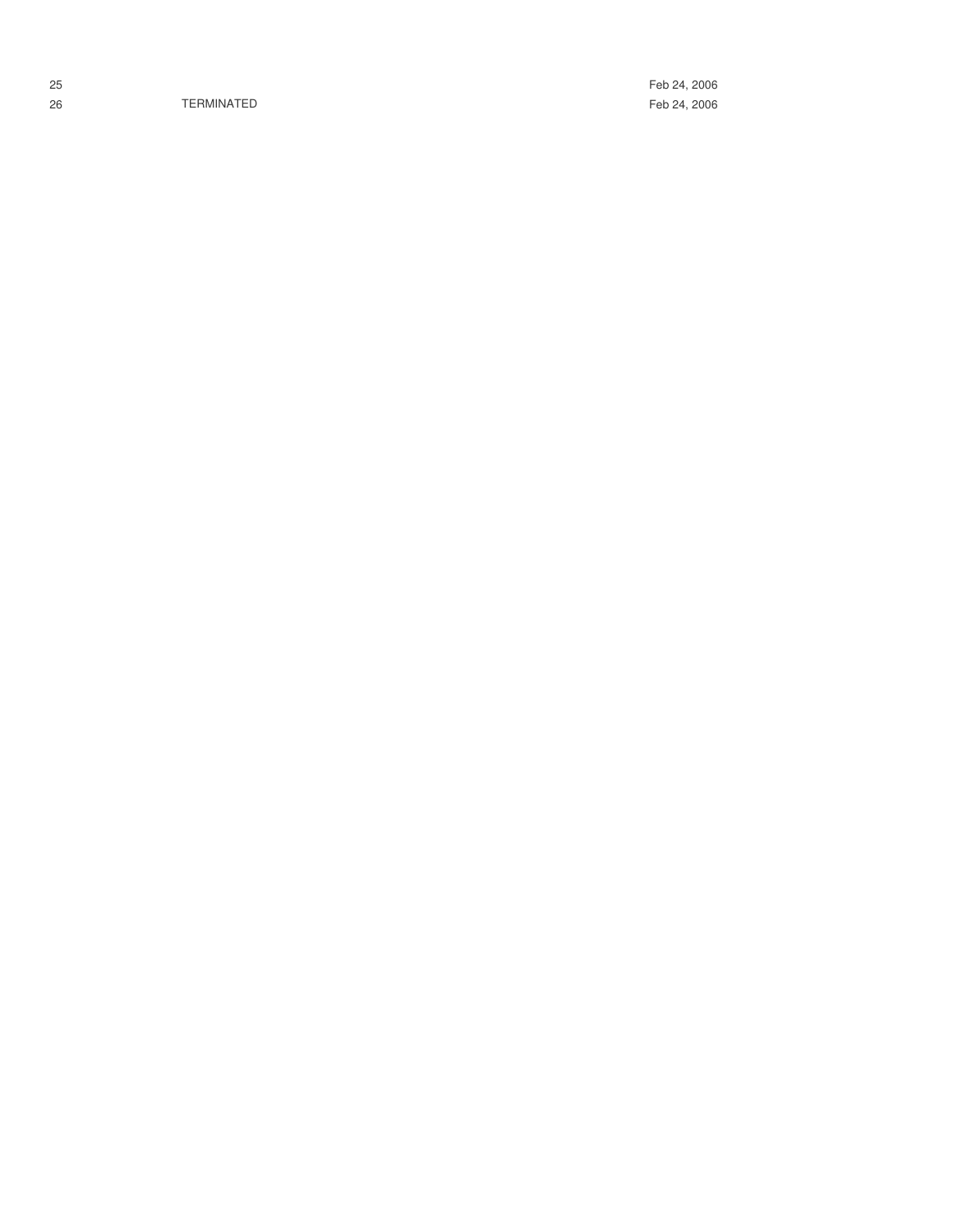| | | |
|---|---|---|
| 25 | | Feb 24, 2006 |
| 26 | TERMINATED | Feb 24, 2006 |